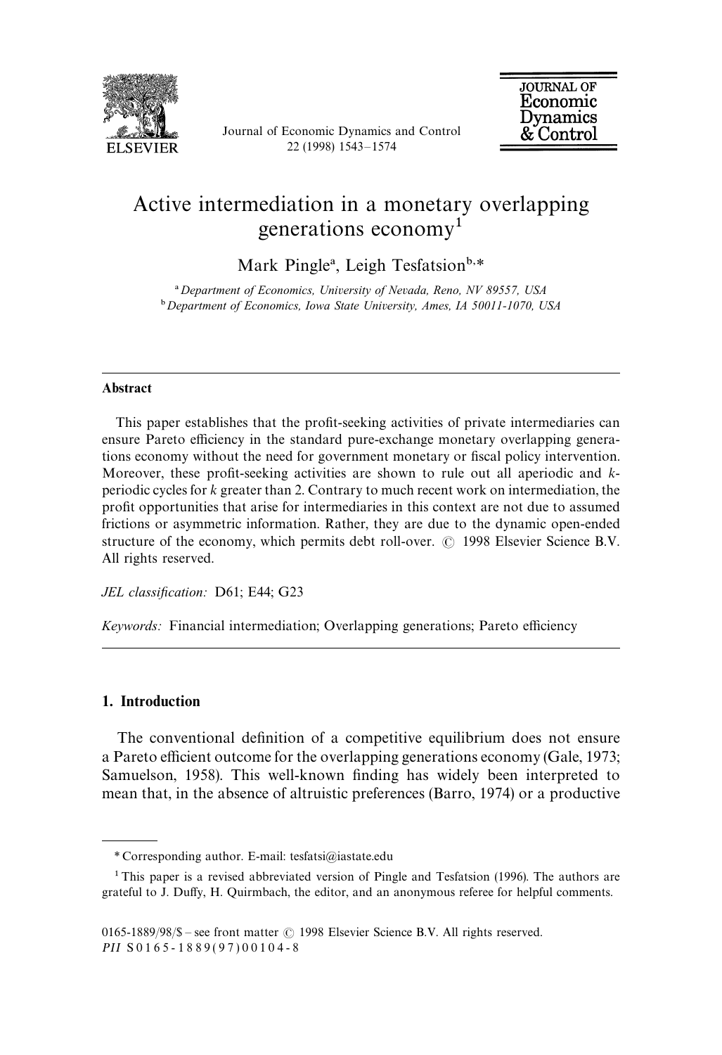# Active intermediation in a monetary overlapping generations economy[1]

Mark Pingle[a], Leigh Tesfatsion[b,*]

[a] *Department of Economics, University of Nevada, Reno, NV 89557, USA*

[b] *Department of Economics, Iowa State University, Ames, IA 50011-1070, USA*

---

## Abstract

This paper establishes that the profit-seeking activities of private intermediaries can ensure Pareto efficiency in the standard pure-exchange monetary overlapping generations economy without the need for government monetary or fiscal policy intervention. Moreover, these profit-seeking activities are shown to rule out all aperiodic and $k$-periodic cycles for $k$ greater than 2. Contrary to much recent work on intermediation, the profit opportunities that arise for intermediaries in this context are not due to assumed frictions or asymmetric information. Rather, they are due to the dynamic open-ended structure of the economy, which permits debt roll-over. © 1998 Elsevier Science B.V. All rights reserved.

*JEL classification:* D61; E44; G23

*Keywords:* Financial intermediation; Overlapping generations; Pareto efficiency

---

## 1. Introduction

The conventional definition of a competitive equilibrium does not ensure a Pareto efficient outcome for the overlapping generations economy (Gale, 1973; Samuelson, 1958). This well-known finding has widely been interpreted to mean that, in the absence of altruistic preferences (Barro, 1974) or a productive

---

\* Corresponding author. E-mail: tesfatsi@iastate.edu

[1] This paper is a revised abbreviated version of Pingle and Tesfatsion (1996). The authors are grateful to J. Duffy, H. Quirmbach, the editor, and an anonymous referee for helpful comments.

0165-1889/98/$ – see front matter © 1998 Elsevier Science B.V. All rights reserved.
*PII* S0165-1889(97)00104-8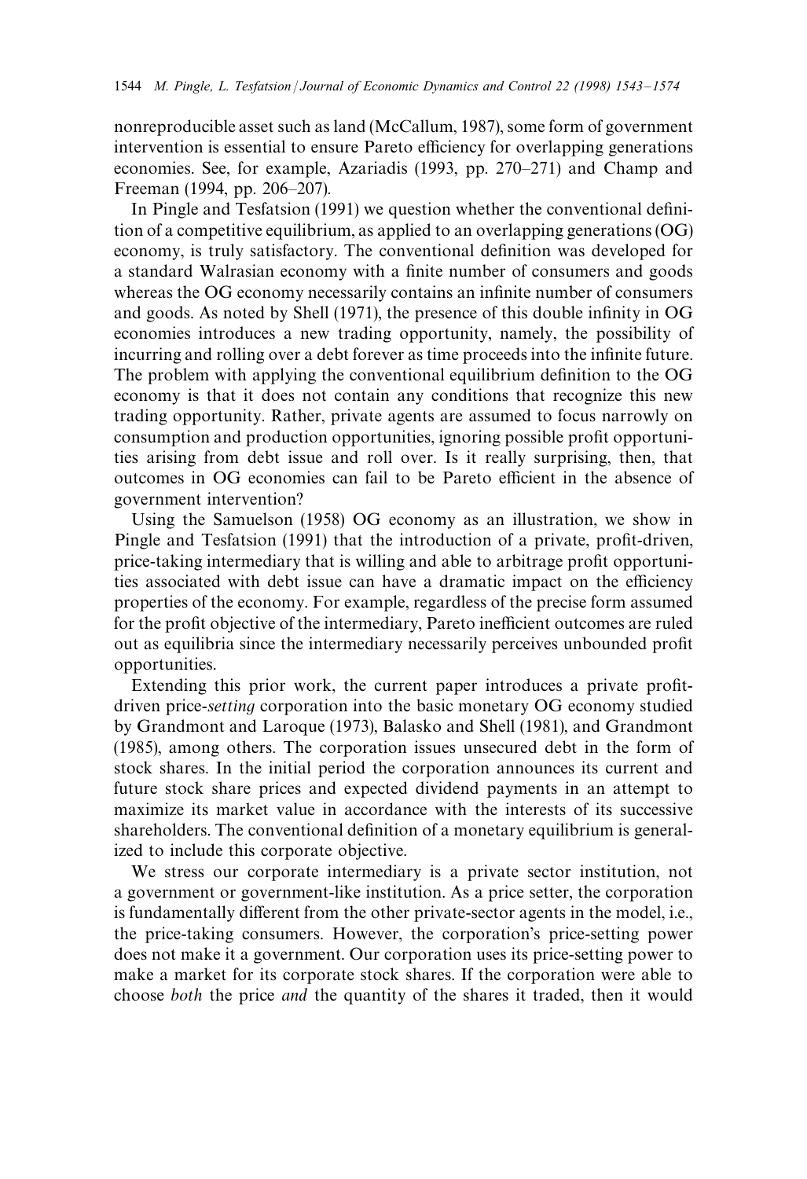nonreproducible asset such as land (McCallum, 1987), some form of government intervention is essential to ensure Pareto efficiency for overlapping generations economies. See, for example, Azariadis (1993, pp. 270–271) and Champ and Freeman (1994, pp. 206–207).

In Pingle and Tesfatsion (1991) we question whether the conventional definition of a competitive equilibrium, as applied to an overlapping generations (OG) economy, is truly satisfactory. The conventional definition was developed for a standard Walrasian economy with a finite number of consumers and goods whereas the OG economy necessarily contains an infinite number of consumers and goods. As noted by Shell (1971), the presence of this double infinity in OG economies introduces a new trading opportunity, namely, the possibility of incurring and rolling over a debt forever as time proceeds into the infinite future. The problem with applying the conventional equilibrium definition to the OG economy is that it does not contain any conditions that recognize this new trading opportunity. Rather, private agents are assumed to focus narrowly on consumption and production opportunities, ignoring possible profit opportunities arising from debt issue and roll over. Is it really surprising, then, that outcomes in OG economies can fail to be Pareto efficient in the absence of government intervention?

Using the Samuelson (1958) OG economy as an illustration, we show in Pingle and Tesfatsion (1991) that the introduction of a private, profit-driven, price-taking intermediary that is willing and able to arbitrage profit opportunities associated with debt issue can have a dramatic impact on the efficiency properties of the economy. For example, regardless of the precise form assumed for the profit objective of the intermediary, Pareto inefficient outcomes are ruled out as equilibria since the intermediary necessarily perceives unbounded profit opportunities.

Extending this prior work, the current paper introduces a private profit-driven price-*setting* corporation into the basic monetary OG economy studied by Grandmont and Laroque (1973), Balasko and Shell (1981), and Grandmont (1985), among others. The corporation issues unsecured debt in the form of stock shares. In the initial period the corporation announces its current and future stock share prices and expected dividend payments in an attempt to maximize its market value in accordance with the interests of its successive shareholders. The conventional definition of a monetary equilibrium is generalized to include this corporate objective.

We stress our corporate intermediary is a private sector institution, not a government or government-like institution. As a price setter, the corporation is fundamentally different from the other private-sector agents in the model, i.e., the price-taking consumers. However, the corporation's price-setting power does not make it a government. Our corporation uses its price-setting power to make a market for its corporate stock shares. If the corporation were able to choose *both* the price *and* the quantity of the shares it traded, then it would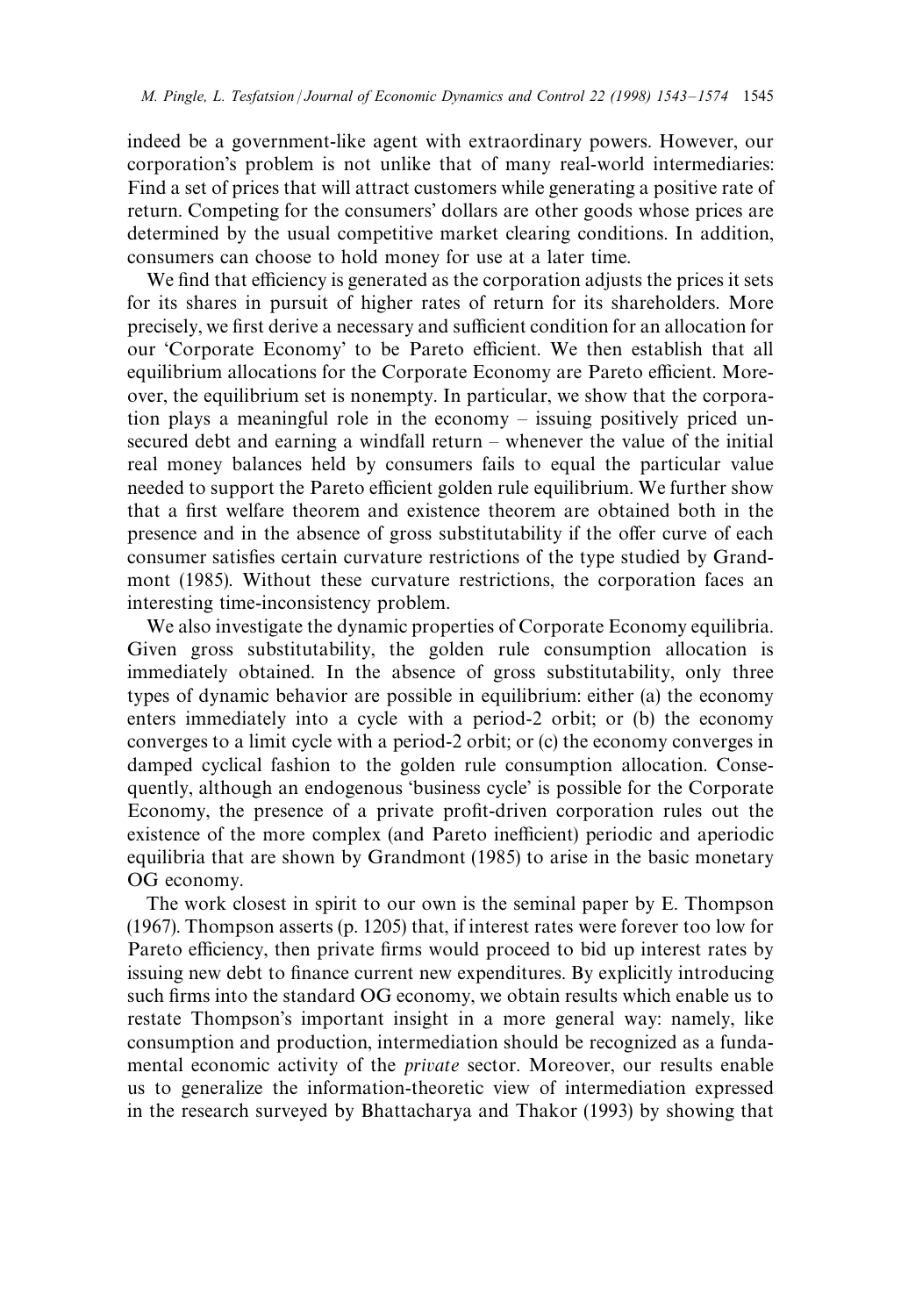indeed be a government-like agent with extraordinary powers. However, our corporation's problem is not unlike that of many real-world intermediaries: Find a set of prices that will attract customers while generating a positive rate of return. Competing for the consumers' dollars are other goods whose prices are determined by the usual competitive market clearing conditions. In addition, consumers can choose to hold money for use at a later time.

We find that efficiency is generated as the corporation adjusts the prices it sets for its shares in pursuit of higher rates of return for its shareholders. More precisely, we first derive a necessary and sufficient condition for an allocation for our 'Corporate Economy' to be Pareto efficient. We then establish that all equilibrium allocations for the Corporate Economy are Pareto efficient. Moreover, the equilibrium set is nonempty. In particular, we show that the corporation plays a meaningful role in the economy – issuing positively priced unsecured debt and earning a windfall return – whenever the value of the initial real money balances held by consumers fails to equal the particular value needed to support the Pareto efficient golden rule equilibrium. We further show that a first welfare theorem and existence theorem are obtained both in the presence and in the absence of gross substitutability if the offer curve of each consumer satisfies certain curvature restrictions of the type studied by Grandmont (1985). Without these curvature restrictions, the corporation faces an interesting time-inconsistency problem.

We also investigate the dynamic properties of Corporate Economy equilibria. Given gross substitutability, the golden rule consumption allocation is immediately obtained. In the absence of gross substitutability, only three types of dynamic behavior are possible in equilibrium: either (a) the economy enters immediately into a cycle with a period-2 orbit; or (b) the economy converges to a limit cycle with a period-2 orbit; or (c) the economy converges in damped cyclical fashion to the golden rule consumption allocation. Consequently, although an endogenous 'business cycle' is possible for the Corporate Economy, the presence of a private profit-driven corporation rules out the existence of the more complex (and Pareto inefficient) periodic and aperiodic equilibria that are shown by Grandmont (1985) to arise in the basic monetary OG economy.

The work closest in spirit to our own is the seminal paper by E. Thompson (1967). Thompson asserts (p. 1205) that, if interest rates were forever too low for Pareto efficiency, then private firms would proceed to bid up interest rates by issuing new debt to finance current new expenditures. By explicitly introducing such firms into the standard OG economy, we obtain results which enable us to restate Thompson's important insight in a more general way: namely, like consumption and production, intermediation should be recognized as a fundamental economic activity of the *private* sector. Moreover, our results enable us to generalize the information-theoretic view of intermediation expressed in the research surveyed by Bhattacharya and Thakor (1993) by showing that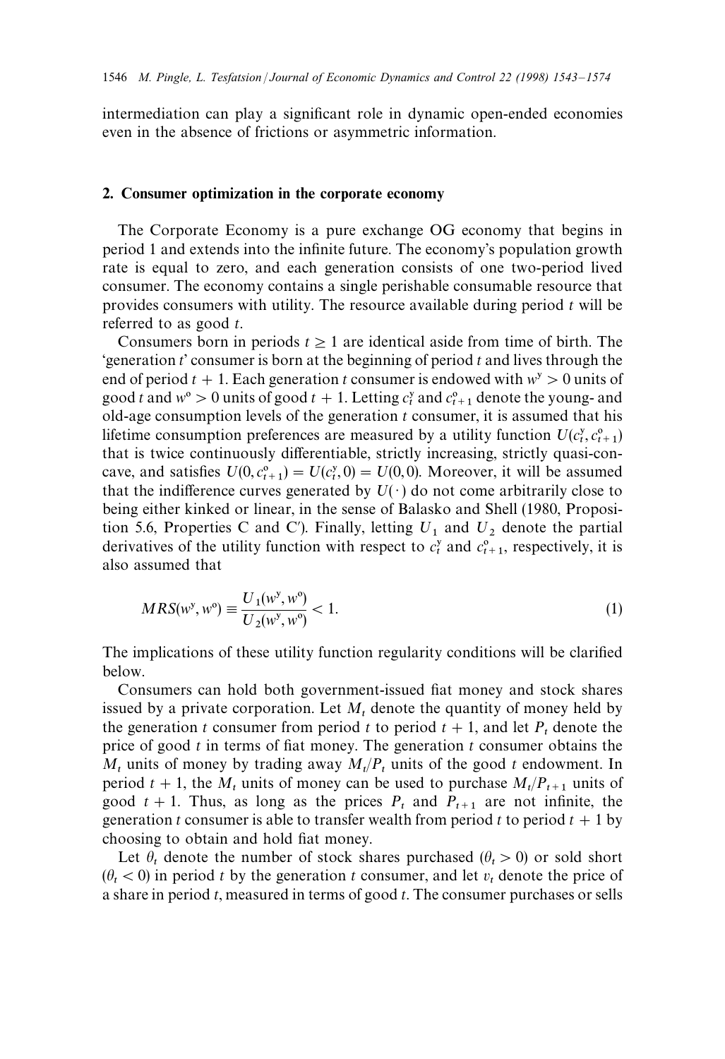intermediation can play a significant role in dynamic open-ended economies even in the absence of frictions or asymmetric information.

## 2. Consumer optimization in the corporate economy

The Corporate Economy is a pure exchange OG economy that begins in period 1 and extends into the infinite future. The economy's population growth rate is equal to zero, and each generation consists of one two-period lived consumer. The economy contains a single perishable consumable resource that provides consumers with utility. The resource available during period $t$ will be referred to as good $t$.

Consumers born in periods $t \geq 1$ are identical aside from time of birth. The 'generation $t$' consumer is born at the beginning of period $t$ and lives through the end of period $t+1$. Each generation $t$ consumer is endowed with $w^{y} > 0$ units of good $t$ and $w^{o} > 0$ units of good $t+1$. Letting $c_t^{y}$ and $c_{t+1}^{o}$ denote the young- and old-age consumption levels of the generation $t$ consumer, it is assumed that his lifetime consumption preferences are measured by a utility function $U(c_t^{y}, c_{t+1}^{o})$ that is twice continuously differentiable, strictly increasing, strictly quasi-concave, and satisfies $U(0, c_{t+1}^{o}) = U(c_t^{y}, 0) = U(0, 0)$. Moreover, it will be assumed that the indifference curves generated by $U(\cdot)$ do not come arbitrarily close to being either kinked or linear, in the sense of Balasko and Shell (1980, Proposition 5.6, Properties C and C′). Finally, letting $U_1$ and $U_2$ denote the partial derivatives of the utility function with respect to $c_t^{y}$ and $c_{t+1}^{o}$, respectively, it is also assumed that

$$MRS(w^{y}, w^{o}) \equiv \frac{U_1(w^{y}, w^{o})}{U_2(w^{y}, w^{o})} < 1. \tag{1}$$

The implications of these utility function regularity conditions will be clarified below.

Consumers can hold both government-issued fiat money and stock shares issued by a private corporation. Let $M_t$ denote the quantity of money held by the generation $t$ consumer from period $t$ to period $t+1$, and let $P_t$ denote the price of good $t$ in terms of fiat money. The generation $t$ consumer obtains the $M_t$ units of money by trading away $M_t/P_t$ units of the good $t$ endowment. In period $t+1$, the $M_t$ units of money can be used to purchase $M_t/P_{t+1}$ units of good $t+1$. Thus, as long as the prices $P_t$ and $P_{t+1}$ are not infinite, the generation $t$ consumer is able to transfer wealth from period $t$ to period $t+1$ by choosing to obtain and hold fiat money.

Let $\theta_t$ denote the number of stock shares purchased ($\theta_t > 0$) or sold short ($\theta_t < 0$) in period $t$ by the generation $t$ consumer, and let $v_t$ denote the price of a share in period $t$, measured in terms of good $t$. The consumer purchases or sells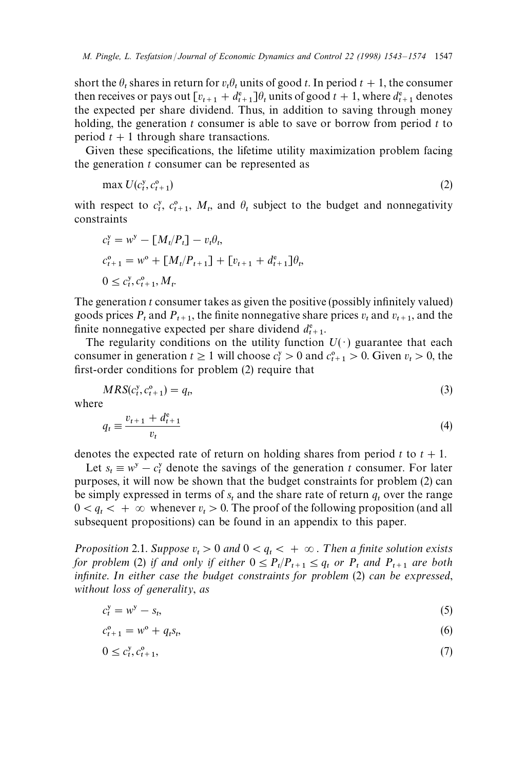short the $\theta_t$ shares in return for $v_t\theta_t$ units of good $t$. In period $t+1$, the consumer then receives or pays out $[v_{t+1} + d^e_{t+1}]\theta_t$ units of good $t+1$, where $d^e_{t+1}$ denotes the expected per share dividend. Thus, in addition to saving through money holding, the generation $t$ consumer is able to save or borrow from period $t$ to period $t+1$ through share transactions.

Given these specifications, the lifetime utility maximization problem facing the generation $t$ consumer can be represented as

$$\max U(c^y_t, c^o_{t+1}) \tag{2}$$

with respect to $c^y_t$, $c^o_{t+1}$, $M_t$, and $\theta_t$ subject to the budget and nonnegativity constraints

$$c^y_t = w^y - [M_t/P_t] - v_t\theta_t,$$

$$c^o_{t+1} = w^o + [M_t/P_{t+1}] + [v_{t+1} + d^e_{t+1}]\theta_t,$$

$$0 \leq c^y_t, c^o_{t+1}, M_t.$$

The generation $t$ consumer takes as given the positive (possibly infinitely valued) goods prices $P_t$ and $P_{t+1}$, the finite nonnegative share prices $v_t$ and $v_{t+1}$, and the finite nonnegative expected per share dividend $d^e_{t+1}$.

The regularity conditions on the utility function $U(\cdot)$ guarantee that each consumer in generation $t \geq 1$ will choose $c^y_t > 0$ and $c^o_{t+1} > 0$. Given $v_t > 0$, the first-order conditions for problem (2) require that

$$MRS(c^y_t, c^o_{t+1}) = q_t, \tag{3}$$

where

$$q_t \equiv \frac{v_{t+1} + d^e_{t+1}}{v_t} \tag{4}$$

denotes the expected rate of return on holding shares from period $t$ to $t+1$.

Let $s_t \equiv w^y - c^y_t$ denote the savings of the generation $t$ consumer. For later purposes, it will now be shown that the budget constraints for problem (2) can be simply expressed in terms of $s_t$ and the share rate of return $q_t$ over the range $0 < q_t < +\infty$ whenever $v_t > 0$. The proof of the following proposition (and all subsequent propositions) can be found in an appendix to this paper.

*Proposition* 2.1. *Suppose $v_t > 0$ and $0 < q_t < +\infty$. Then a finite solution exists for problem* (2) *if and only if either $0 \leq P_t/P_{t+1} \leq q_t$ or $P_t$ and $P_{t+1}$ are both infinite. In either case the budget constraints for problem* (2) *can be expressed, without loss of generality, as*

$$c^y_t = w^y - s_t, \tag{5}$$

$$c^o_{t+1} = w^o + q_t s_t, \tag{6}$$

$$0 \leq c^y_t, c^o_{t+1}, \tag{7}$$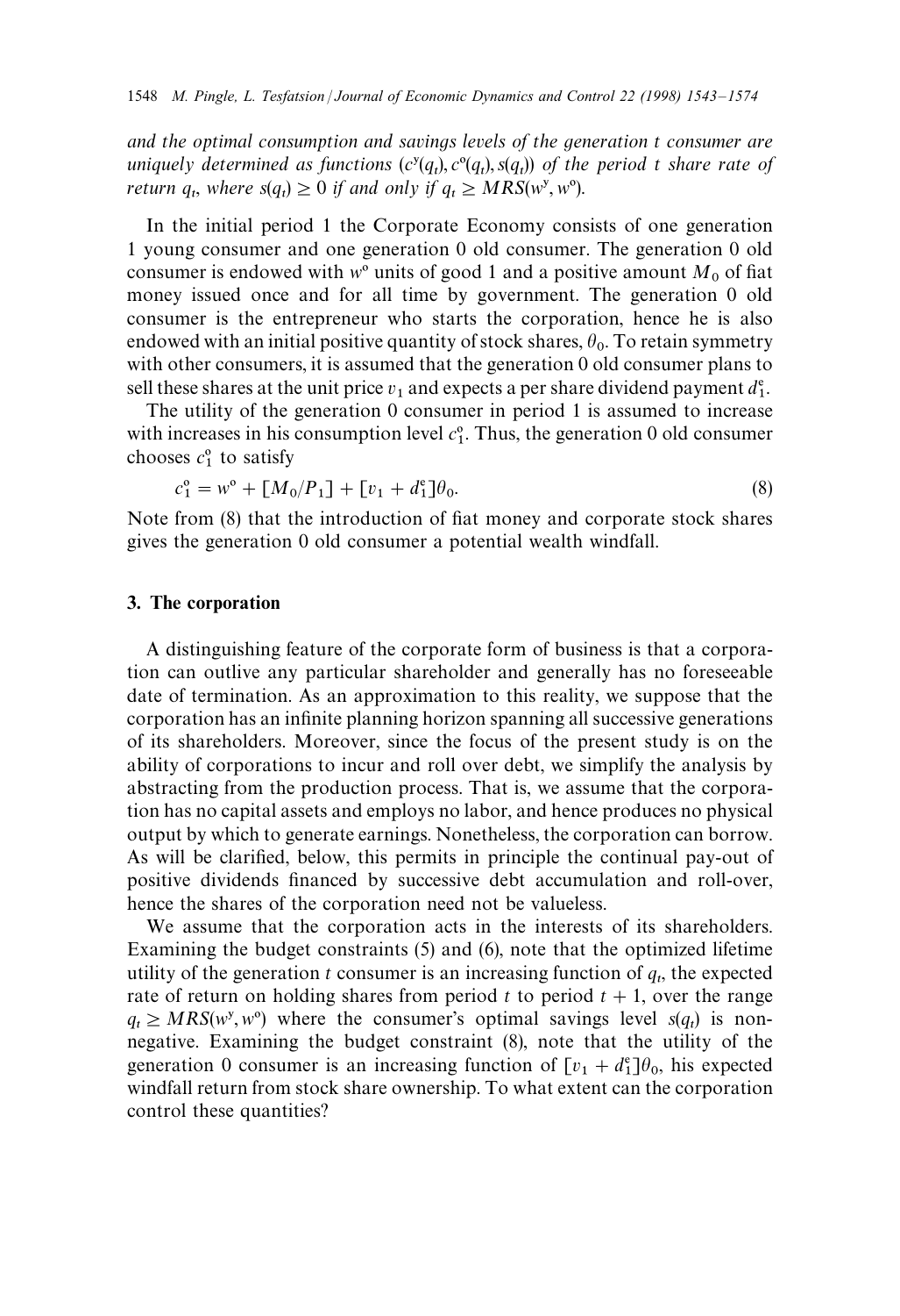*and the optimal consumption and savings levels of the generation t consumer are uniquely determined as functions* $(c^y(q_t), c^o(q_t), s(q_t))$ *of the period t share rate of return* $q_t$, *where* $s(q_t) \geq 0$ *if and only if* $q_t \geq MRS(w^y, w^o)$.

In the initial period 1 the Corporate Economy consists of one generation 1 young consumer and one generation 0 old consumer. The generation 0 old consumer is endowed with $w^o$ units of good 1 and a positive amount $M_0$ of fiat money issued once and for all time by government. The generation 0 old consumer is the entrepreneur who starts the corporation, hence he is also endowed with an initial positive quantity of stock shares, $\theta_0$. To retain symmetry with other consumers, it is assumed that the generation 0 old consumer plans to sell these shares at the unit price $v_1$ and expects a per share dividend payment $d_1^e$.

The utility of the generation 0 consumer in period 1 is assumed to increase with increases in his consumption level $c_1^o$. Thus, the generation 0 old consumer chooses $c_1^o$ to satisfy

$$c_1^o = w^o + [M_0/P_1] + [v_1 + d_1^e]\theta_0. \tag{8}$$

Note from (8) that the introduction of fiat money and corporate stock shares gives the generation 0 old consumer a potential wealth windfall.

## 3. The corporation

A distinguishing feature of the corporate form of business is that a corporation can outlive any particular shareholder and generally has no foreseeable date of termination. As an approximation to this reality, we suppose that the corporation has an infinite planning horizon spanning all successive generations of its shareholders. Moreover, since the focus of the present study is on the ability of corporations to incur and roll over debt, we simplify the analysis by abstracting from the production process. That is, we assume that the corporation has no capital assets and employs no labor, and hence produces no physical output by which to generate earnings. Nonetheless, the corporation can borrow. As will be clarified, below, this permits in principle the continual pay-out of positive dividends financed by successive debt accumulation and roll-over, hence the shares of the corporation need not be valueless.

We assume that the corporation acts in the interests of its shareholders. Examining the budget constraints (5) and (6), note that the optimized lifetime utility of the generation $t$ consumer is an increasing function of $q_t$, the expected rate of return on holding shares from period $t$ to period $t + 1$, over the range $q_t \geq MRS(w^y, w^o)$ where the consumer's optimal savings level $s(q_t)$ is nonnegative. Examining the budget constraint (8), note that the utility of the generation 0 consumer is an increasing function of $[v_1 + d_1^e]\theta_0$, his expected windfall return from stock share ownership. To what extent can the corporation control these quantities?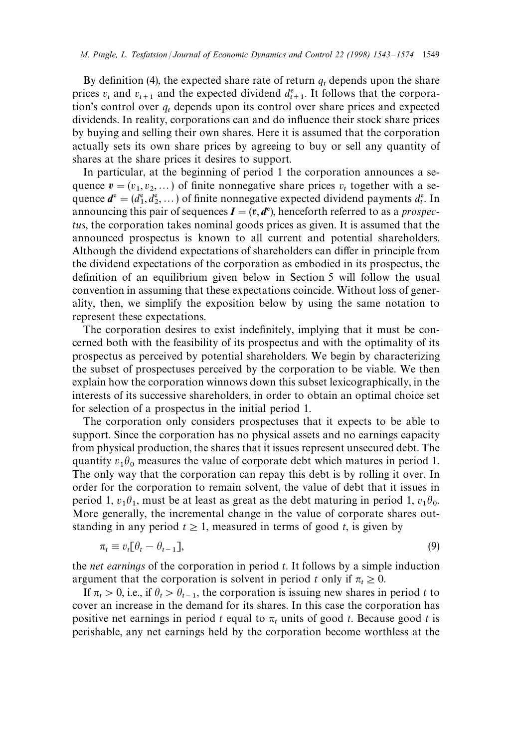By definition (4), the expected share rate of return $q_t$ depends upon the share prices $v_t$ and $v_{t+1}$ and the expected dividend $d^e_{t+1}$. It follows that the corporation's control over $q_t$ depends upon its control over share prices and expected dividends. In reality, corporations can and do influence their stock share prices by buying and selling their own shares. Here it is assumed that the corporation actually sets its own share prices by agreeing to buy or sell any quantity of shares at the share prices it desires to support.

In particular, at the beginning of period 1 the corporation announces a sequence $\boldsymbol{v} = (v_1, v_2, \dots)$ of finite nonnegative share prices $v_t$ together with a sequence $\boldsymbol{d}^e = (d^e_1, d^e_2, \dots)$ of finite nonnegative expected dividend payments $d^e_t$. In announcing this pair of sequences $\boldsymbol{I} = (\boldsymbol{v}, \boldsymbol{d}^e)$, henceforth referred to as a *prospectus*, the corporation takes nominal goods prices as given. It is assumed that the announced prospectus is known to all current and potential shareholders. Although the dividend expectations of shareholders can differ in principle from the dividend expectations of the corporation as embodied in its prospectus, the definition of an equilibrium given below in Section 5 will follow the usual convention in assuming that these expectations coincide. Without loss of generality, then, we simplify the exposition below by using the same notation to represent these expectations.

The corporation desires to exist indefinitely, implying that it must be concerned both with the feasibility of its prospectus and with the optimality of its prospectus as perceived by potential shareholders. We begin by characterizing the subset of prospectuses perceived by the corporation to be viable. We then explain how the corporation winnows down this subset lexicographically, in the interests of its successive shareholders, in order to obtain an optimal choice set for selection of a prospectus in the initial period 1.

The corporation only considers prospectuses that it expects to be able to support. Since the corporation has no physical assets and no earnings capacity from physical production, the shares that it issues represent unsecured debt. The quantity $v_1\theta_0$ measures the value of corporate debt which matures in period 1. The only way that the corporation can repay this debt is by rolling it over. In order for the corporation to remain solvent, the value of debt that it issues in period 1, $v_1\theta_1$, must be at least as great as the debt maturing in period 1, $v_1\theta_0$. More generally, the incremental change in the value of corporate shares outstanding in any period $t \geq 1$, measured in terms of good $t$, is given by

$$\pi_t \equiv v_t[\theta_t - \theta_{t-1}], \tag{9}$$

the *net earnings* of the corporation in period $t$. It follows by a simple induction argument that the corporation is solvent in period $t$ only if $\pi_t \geq 0$.

If $\pi_t > 0$, i.e., if $\theta_t > \theta_{t-1}$, the corporation is issuing new shares in period $t$ to cover an increase in the demand for its shares. In this case the corporation has positive net earnings in period $t$ equal to $\pi_t$ units of good $t$. Because good $t$ is perishable, any net earnings held by the corporation become worthless at the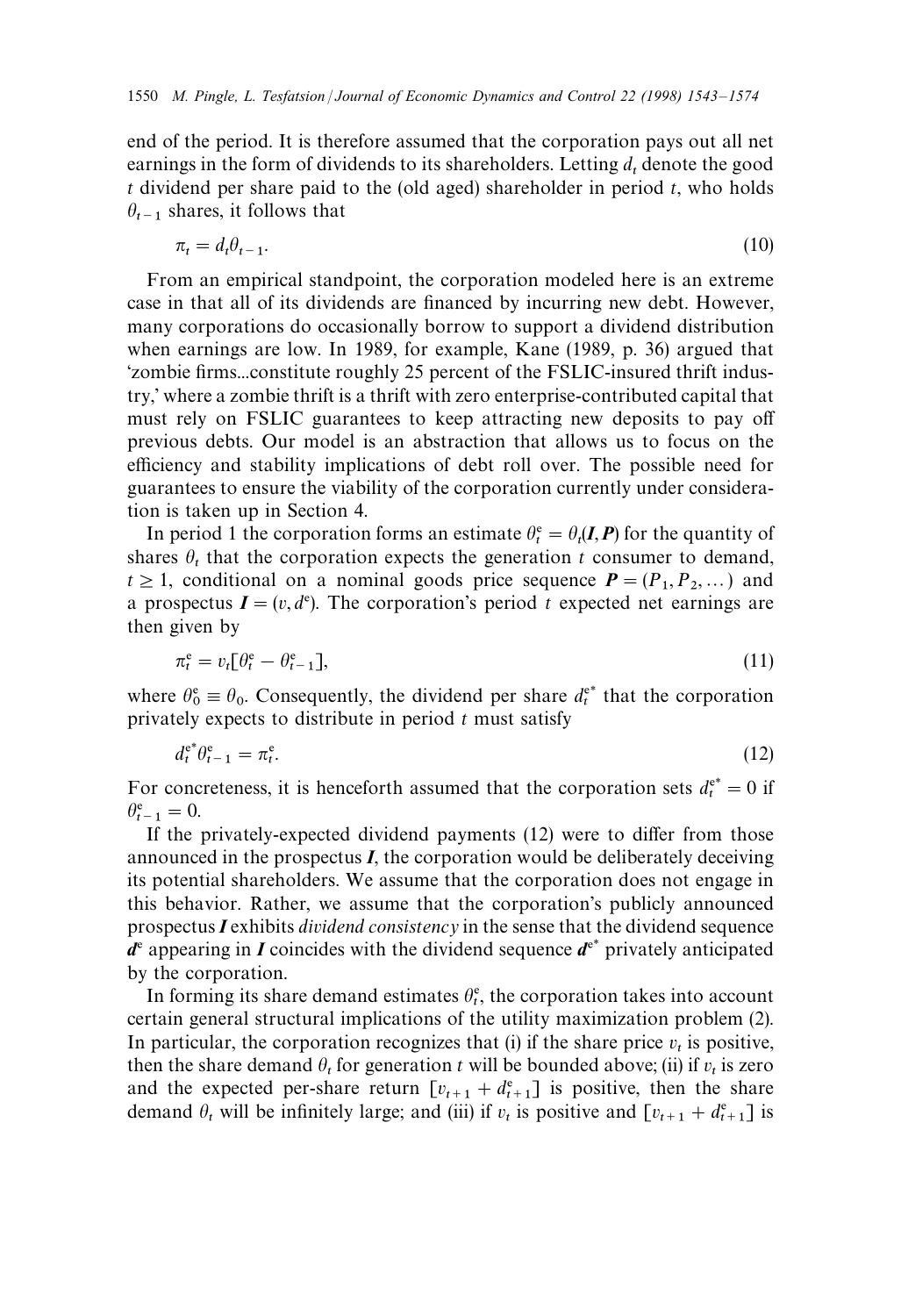end of the period. It is therefore assumed that the corporation pays out all net earnings in the form of dividends to its shareholders. Letting $d_t$ denote the good $t$ dividend per share paid to the (old aged) shareholder in period $t$, who holds $\theta_{t-1}$ shares, it follows that

$$\pi_t = d_t \theta_{t-1}. \tag{10}$$

From an empirical standpoint, the corporation modeled here is an extreme case in that all of its dividends are financed by incurring new debt. However, many corporations do occasionally borrow to support a dividend distribution when earnings are low. In 1989, for example, Kane (1989, p. 36) argued that 'zombie firms...constitute roughly 25 percent of the FSLIC-insured thrift industry,' where a zombie thrift is a thrift with zero enterprise-contributed capital that must rely on FSLIC guarantees to keep attracting new deposits to pay off previous debts. Our model is an abstraction that allows us to focus on the efficiency and stability implications of debt roll over. The possible need for guarantees to ensure the viability of the corporation currently under consideration is taken up in Section 4.

In period 1 the corporation forms an estimate $\theta_t^e = \theta_t(\boldsymbol{I}, \boldsymbol{P})$ for the quantity of shares $\theta_t$ that the corporation expects the generation $t$ consumer to demand, $t \geq 1$, conditional on a nominal goods price sequence $\boldsymbol{P} = (P_1, P_2, \dots)$ and a prospectus $\boldsymbol{I} = (v, d^e)$. The corporation's period $t$ expected net earnings are then given by

$$\pi_t^e = v_t[\theta_t^e - \theta_{t-1}^e], \tag{11}$$

where $\theta_0^e \equiv \theta_0$. Consequently, the dividend per share $d_t^{e^*}$ that the corporation privately expects to distribute in period $t$ must satisfy

$$d_t^{e^*} \theta_{t-1}^e = \pi_t^e. \tag{12}$$

For concreteness, it is henceforth assumed that the corporation sets $d_t^{e^*} = 0$ if $\theta_{t-1}^e = 0$.

If the privately-expected dividend payments (12) were to differ from those announced in the prospectus $\boldsymbol{I}$, the corporation would be deliberately deceiving its potential shareholders. We assume that the corporation does not engage in this behavior. Rather, we assume that the corporation's publicly announced prospectus $\boldsymbol{I}$ exhibits *dividend consistency* in the sense that the dividend sequence $\boldsymbol{d}^e$ appearing in $\boldsymbol{I}$ coincides with the dividend sequence $\boldsymbol{d}^{e^*}$ privately anticipated by the corporation.

In forming its share demand estimates $\theta_t^e$, the corporation takes into account certain general structural implications of the utility maximization problem (2). In particular, the corporation recognizes that (i) if the share price $v_t$ is positive, then the share demand $\theta_t$ for generation $t$ will be bounded above; (ii) if $v_t$ is zero and the expected per-share return $[v_{t+1} + d_{t+1}^e]$ is positive, then the share demand $\theta_t$ will be infinitely large; and (iii) if $v_t$ is positive and $[v_{t+1} + d_{t+1}^e]$ is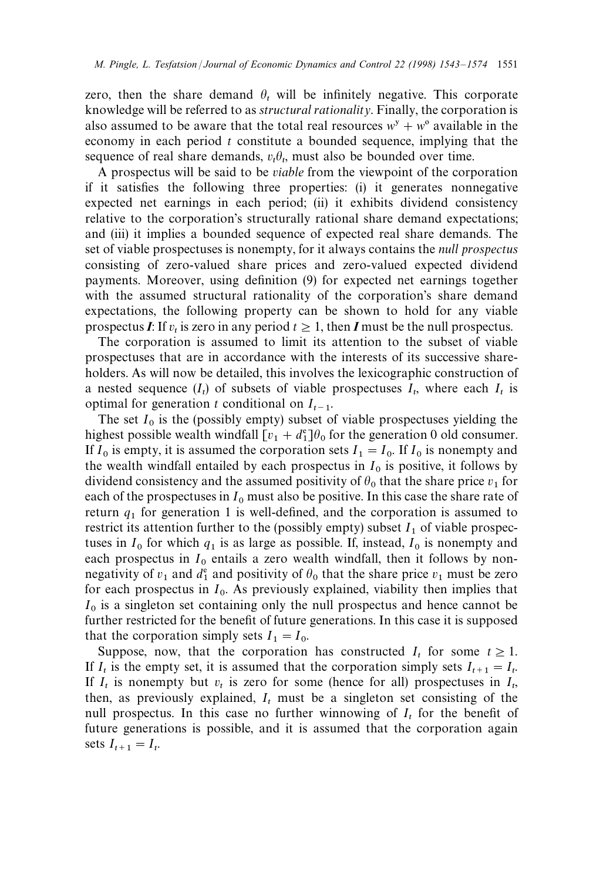zero, then the share demand $\theta_t$ will be infinitely negative. This corporate knowledge will be referred to as *structural rationality*. Finally, the corporation is also assumed to be aware that the total real resources $w^y + w^o$ available in the economy in each period $t$ constitute a bounded sequence, implying that the sequence of real share demands, $v_t\theta_t$, must also be bounded over time.

A prospectus will be said to be *viable* from the viewpoint of the corporation if it satisfies the following three properties: (i) it generates nonnegative expected net earnings in each period; (ii) it exhibits dividend consistency relative to the corporation's structurally rational share demand expectations; and (iii) it implies a bounded sequence of expected real share demands. The set of viable prospectuses is nonempty, for it always contains the *null prospectus* consisting of zero-valued share prices and zero-valued expected dividend payments. Moreover, using definition (9) for expected net earnings together with the assumed structural rationality of the corporation's share demand expectations, the following property can be shown to hold for any viable prospectus $\boldsymbol{I}$: If $v_t$ is zero in any period $t \geq 1$, then $\boldsymbol{I}$ must be the null prospectus.

The corporation is assumed to limit its attention to the subset of viable prospectuses that are in accordance with the interests of its successive shareholders. As will now be detailed, this involves the lexicographic construction of a nested sequence $(I_t)$ of subsets of viable prospectuses $I_t$, where each $I_t$ is optimal for generation $t$ conditional on $I_{t-1}$.

The set $I_0$ is the (possibly empty) subset of viable prospectuses yielding the highest possible wealth windfall $[v_1 + d_1^e]\theta_0$ for the generation 0 old consumer. If $I_0$ is empty, it is assumed the corporation sets $I_1 = I_0$. If $I_0$ is nonempty and the wealth windfall entailed by each prospectus in $I_0$ is positive, it follows by dividend consistency and the assumed positivity of $\theta_0$ that the share price $v_1$ for each of the prospectuses in $I_0$ must also be positive. In this case the share rate of return $q_1$ for generation 1 is well-defined, and the corporation is assumed to restrict its attention further to the (possibly empty) subset $I_1$ of viable prospectuses in $I_0$ for which $q_1$ is as large as possible. If, instead, $I_0$ is nonempty and each prospectus in $I_0$ entails a zero wealth windfall, then it follows by nonnegativity of $v_1$ and $d_1^e$ and positivity of $\theta_0$ that the share price $v_1$ must be zero for each prospectus in $I_0$. As previously explained, viability then implies that $I_0$ is a singleton set containing only the null prospectus and hence cannot be further restricted for the benefit of future generations. In this case it is supposed that the corporation simply sets $I_1 = I_0$.

Suppose, now, that the corporation has constructed $I_t$ for some $t \geq 1$. If $I_t$ is the empty set, it is assumed that the corporation simply sets $I_{t+1} = I_t$. If $I_t$ is nonempty but $v_t$ is zero for some (hence for all) prospectuses in $I_t$, then, as previously explained, $I_t$ must be a singleton set consisting of the null prospectus. In this case no further winnowing of $I_t$ for the benefit of future generations is possible, and it is assumed that the corporation again sets $I_{t+1} = I_t$.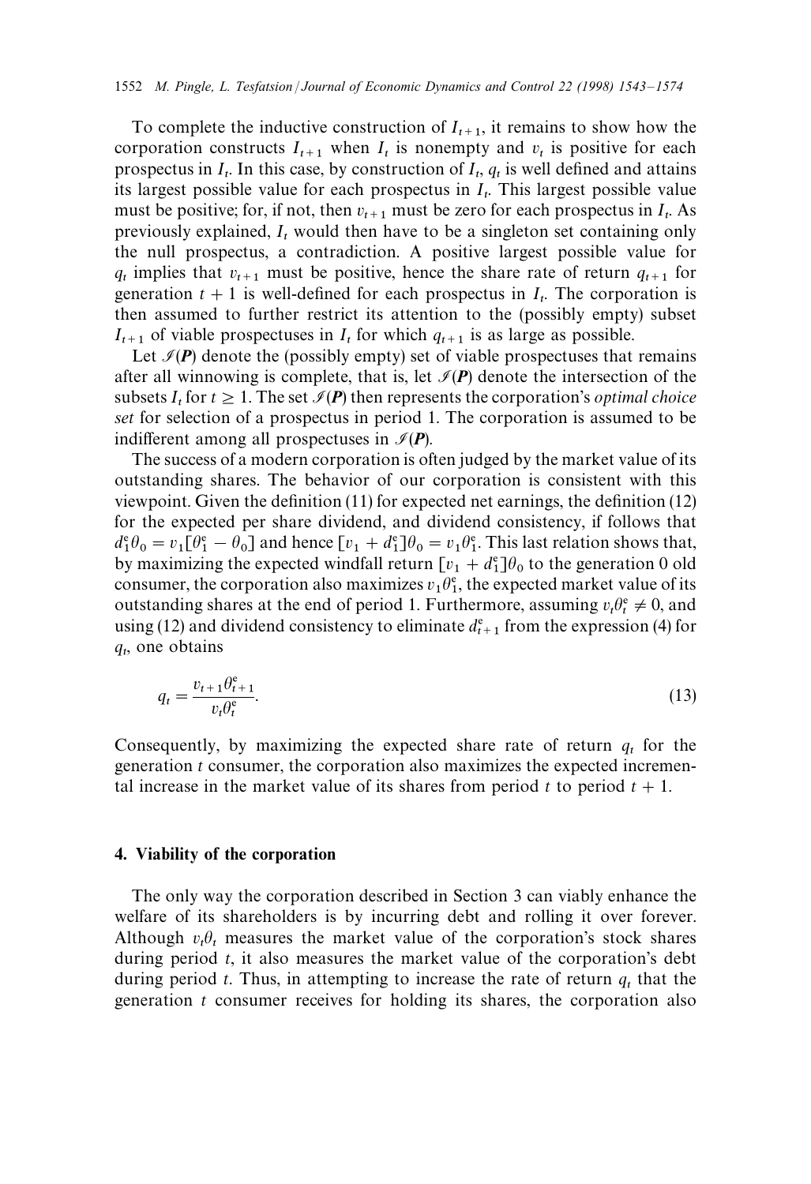To complete the inductive construction of $I_{t+1}$, it remains to show how the corporation constructs $I_{t+1}$ when $I_t$ is nonempty and $v_t$ is positive for each prospectus in $I_t$. In this case, by construction of $I_t$, $q_t$ is well defined and attains its largest possible value for each prospectus in $I_t$. This largest possible value must be positive; for, if not, then $v_{t+1}$ must be zero for each prospectus in $I_t$. As previously explained, $I_t$ would then have to be a singleton set containing only the null prospectus, a contradiction. A positive largest possible value for $q_t$ implies that $v_{t+1}$ must be positive, hence the share rate of return $q_{t+1}$ for generation $t + 1$ is well-defined for each prospectus in $I_t$. The corporation is then assumed to further restrict its attention to the (possibly empty) subset $I_{t+1}$ of viable prospectuses in $I_t$ for which $q_{t+1}$ is as large as possible.

Let $\mathscr{I}(\boldsymbol{P})$ denote the (possibly empty) set of viable prospectuses that remains after all winnowing is complete, that is, let $\mathscr{I}(\boldsymbol{P})$ denote the intersection of the subsets $I_t$ for $t \geq 1$. The set $\mathscr{I}(\boldsymbol{P})$ then represents the corporation's *optimal choice set* for selection of a prospectus in period 1. The corporation is assumed to be indifferent among all prospectuses in $\mathscr{I}(\boldsymbol{P})$.

The success of a modern corporation is often judged by the market value of its outstanding shares. The behavior of our corporation is consistent with this viewpoint. Given the definition (11) for expected net earnings, the definition (12) for the expected per share dividend, and dividend consistency, if follows that $d_1^e\theta_0 = v_1[\theta_1^e - \theta_0]$ and hence $[v_1 + d_1^e]\theta_0 = v_1\theta_1^e$. This last relation shows that, by maximizing the expected windfall return $[v_1 + d_1^e]\theta_0$ to the generation 0 old consumer, the corporation also maximizes $v_1\theta_1^e$, the expected market value of its outstanding shares at the end of period 1. Furthermore, assuming $v_t\theta_t^e \neq 0$, and using (12) and dividend consistency to eliminate $d_{t+1}^e$ from the expression (4) for $q_t$, one obtains

$$q_t = \frac{v_{t+1}\theta_{t+1}^e}{v_t\theta_t^e}. \tag{13}$$

Consequently, by maximizing the expected share rate of return $q_t$ for the generation $t$ consumer, the corporation also maximizes the expected incremental increase in the market value of its shares from period $t$ to period $t + 1$.

## 4. Viability of the corporation

The only way the corporation described in Section 3 can viably enhance the welfare of its shareholders is by incurring debt and rolling it over forever. Although $v_t\theta_t$ measures the market value of the corporation's stock shares during period $t$, it also measures the market value of the corporation's debt during period $t$. Thus, in attempting to increase the rate of return $q_t$ that the generation $t$ consumer receives for holding its shares, the corporation also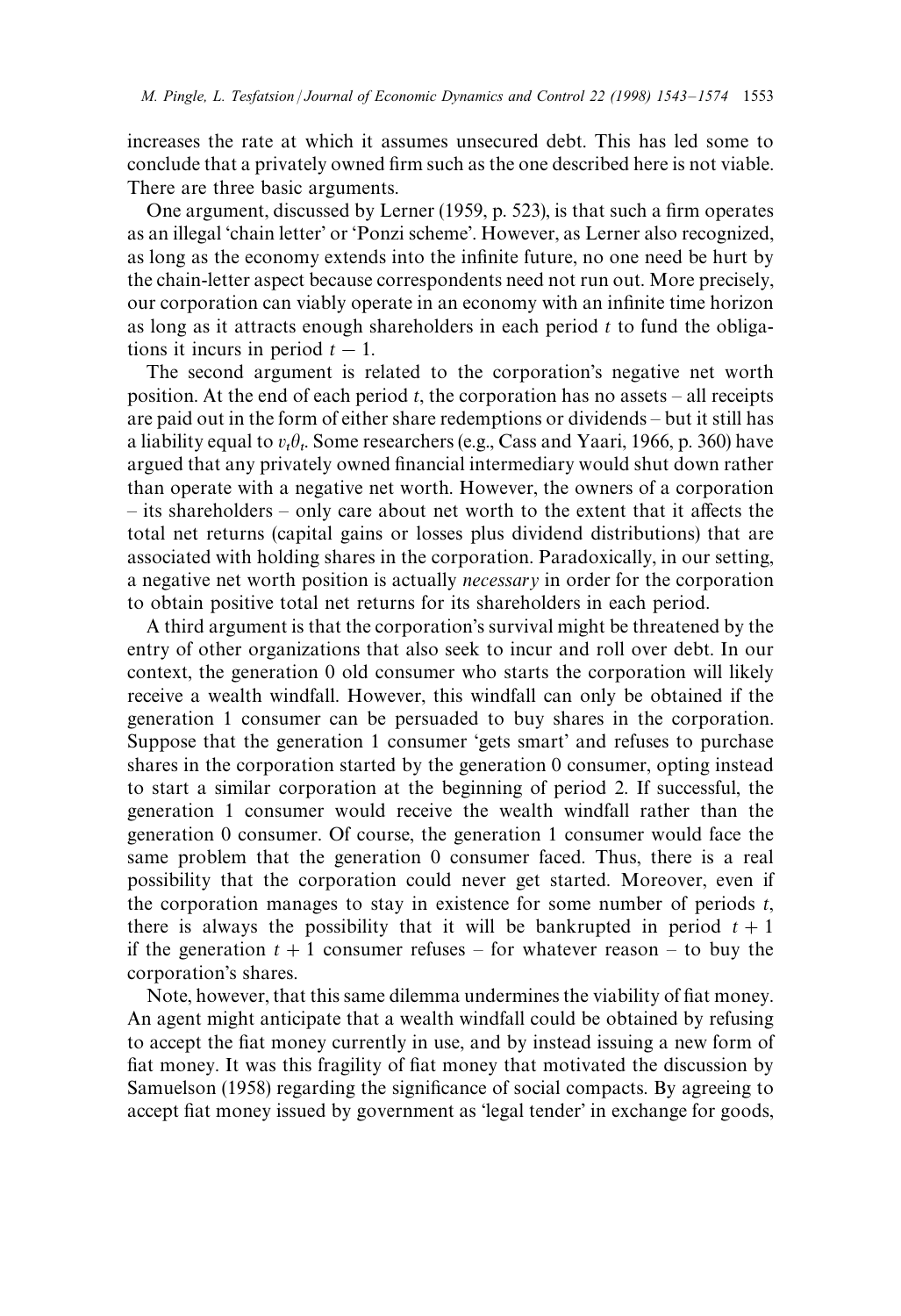increases the rate at which it assumes unsecured debt. This has led some to conclude that a privately owned firm such as the one described here is not viable. There are three basic arguments.

One argument, discussed by Lerner (1959, p. 523), is that such a firm operates as an illegal 'chain letter' or 'Ponzi scheme'. However, as Lerner also recognized, as long as the economy extends into the infinite future, no one need be hurt by the chain-letter aspect because correspondents need not run out. More precisely, our corporation can viably operate in an economy with an infinite time horizon as long as it attracts enough shareholders in each period $t$ to fund the obligations it incurs in period $t-1$.

The second argument is related to the corporation's negative net worth position. At the end of each period $t$, the corporation has no assets – all receipts are paid out in the form of either share redemptions or dividends – but it still has a liability equal to $v_t\theta_t$. Some researchers (e.g., Cass and Yaari, 1966, p. 360) have argued that any privately owned financial intermediary would shut down rather than operate with a negative net worth. However, the owners of a corporation – its shareholders – only care about net worth to the extent that it affects the total net returns (capital gains or losses plus dividend distributions) that are associated with holding shares in the corporation. Paradoxically, in our setting, a negative net worth position is actually *necessary* in order for the corporation to obtain positive total net returns for its shareholders in each period.

A third argument is that the corporation's survival might be threatened by the entry of other organizations that also seek to incur and roll over debt. In our context, the generation 0 old consumer who starts the corporation will likely receive a wealth windfall. However, this windfall can only be obtained if the generation 1 consumer can be persuaded to buy shares in the corporation. Suppose that the generation 1 consumer 'gets smart' and refuses to purchase shares in the corporation started by the generation 0 consumer, opting instead to start a similar corporation at the beginning of period 2. If successful, the generation 1 consumer would receive the wealth windfall rather than the generation 0 consumer. Of course, the generation 1 consumer would face the same problem that the generation 0 consumer faced. Thus, there is a real possibility that the corporation could never get started. Moreover, even if the corporation manages to stay in existence for some number of periods $t$, there is always the possibility that it will be bankrupted in period $t+1$ if the generation $t+1$ consumer refuses – for whatever reason – to buy the corporation's shares.

Note, however, that this same dilemma undermines the viability of fiat money. An agent might anticipate that a wealth windfall could be obtained by refusing to accept the fiat money currently in use, and by instead issuing a new form of fiat money. It was this fragility of fiat money that motivated the discussion by Samuelson (1958) regarding the significance of social compacts. By agreeing to accept fiat money issued by government as 'legal tender' in exchange for goods,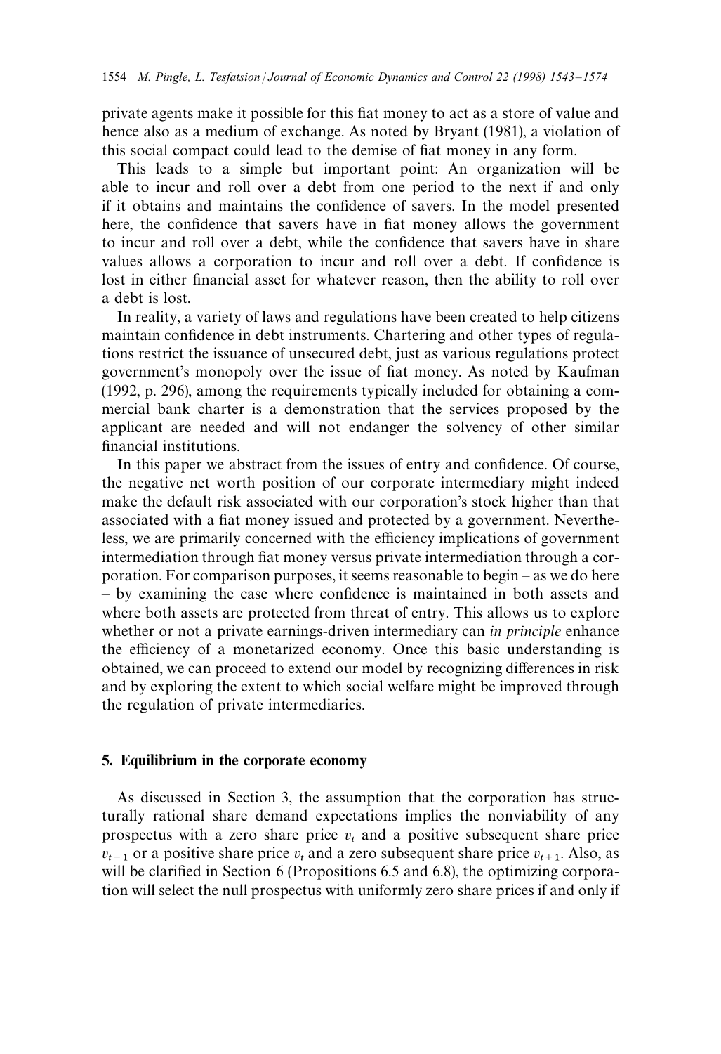private agents make it possible for this fiat money to act as a store of value and hence also as a medium of exchange. As noted by Bryant (1981), a violation of this social compact could lead to the demise of fiat money in any form.

This leads to a simple but important point: An organization will be able to incur and roll over a debt from one period to the next if and only if it obtains and maintains the confidence of savers. In the model presented here, the confidence that savers have in fiat money allows the government to incur and roll over a debt, while the confidence that savers have in share values allows a corporation to incur and roll over a debt. If confidence is lost in either financial asset for whatever reason, then the ability to roll over a debt is lost.

In reality, a variety of laws and regulations have been created to help citizens maintain confidence in debt instruments. Chartering and other types of regulations restrict the issuance of unsecured debt, just as various regulations protect government's monopoly over the issue of fiat money. As noted by Kaufman (1992, p. 296), among the requirements typically included for obtaining a commercial bank charter is a demonstration that the services proposed by the applicant are needed and will not endanger the solvency of other similar financial institutions.

In this paper we abstract from the issues of entry and confidence. Of course, the negative net worth position of our corporate intermediary might indeed make the default risk associated with our corporation's stock higher than that associated with a fiat money issued and protected by a government. Nevertheless, we are primarily concerned with the efficiency implications of government intermediation through fiat money versus private intermediation through a corporation. For comparison purposes, it seems reasonable to begin – as we do here – by examining the case where confidence is maintained in both assets and where both assets are protected from threat of entry. This allows us to explore whether or not a private earnings-driven intermediary can *in principle* enhance the efficiency of a monetarized economy. Once this basic understanding is obtained, we can proceed to extend our model by recognizing differences in risk and by exploring the extent to which social welfare might be improved through the regulation of private intermediaries.

## 5. Equilibrium in the corporate economy

As discussed in Section 3, the assumption that the corporation has structurally rational share demand expectations implies the nonviability of any prospectus with a zero share price $v_t$ and a positive subsequent share price $v_{t+1}$ or a positive share price $v_t$ and a zero subsequent share price $v_{t+1}$. Also, as will be clarified in Section 6 (Propositions 6.5 and 6.8), the optimizing corporation will select the null prospectus with uniformly zero share prices if and only if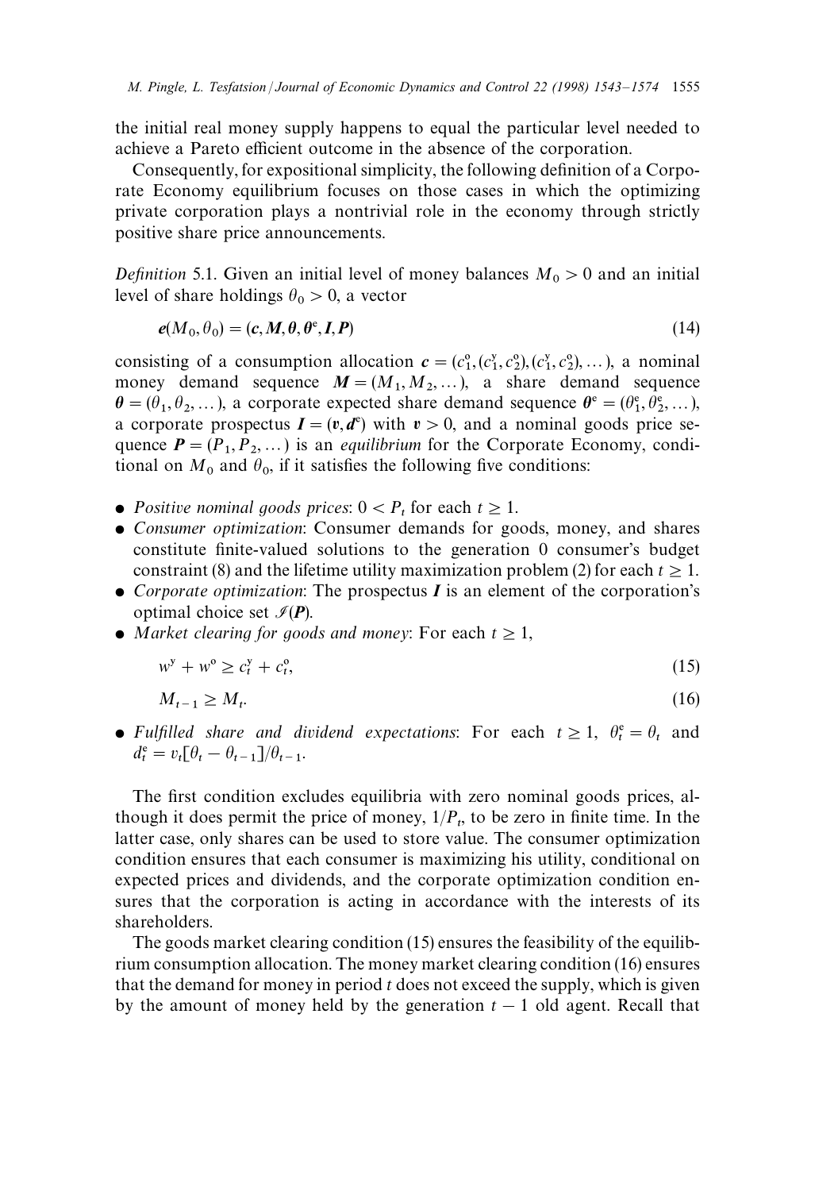the initial real money supply happens to equal the particular level needed to achieve a Pareto efficient outcome in the absence of the corporation.

Consequently, for expositional simplicity, the following definition of a Corporate Economy equilibrium focuses on those cases in which the optimizing private corporation plays a nontrivial role in the economy through strictly positive share price announcements.

*Definition* 5.1. Given an initial level of money balances $M_0 > 0$ and an initial level of share holdings $\theta_0 > 0$, a vector

$$\boldsymbol{e}(M_0, \theta_0) = (\boldsymbol{c}, \boldsymbol{M}, \boldsymbol{\theta}, \boldsymbol{\theta}^{\mathrm{e}}, \boldsymbol{I}, \boldsymbol{P}) \tag{14}$$

consisting of a consumption allocation $\boldsymbol{c} = (c_1^{\mathrm{o}}, (c_1^{\mathrm{y}}, c_2^{\mathrm{o}}), (c_1^{\mathrm{y}}, c_2^{\mathrm{o}}), \dots)$, a nominal money demand sequence $\boldsymbol{M} = (M_1, M_2, \dots)$, a share demand sequence $\boldsymbol{\theta} = (\theta_1, \theta_2, \dots)$, a corporate expected share demand sequence $\boldsymbol{\theta}^{\mathrm{e}} = (\theta_1^{\mathrm{e}}, \theta_2^{\mathrm{e}}, \dots)$, a corporate prospectus $\boldsymbol{I} = (\boldsymbol{v}, \boldsymbol{d}^{\mathrm{e}})$ with $\boldsymbol{v} > 0$, and a nominal goods price sequence $\boldsymbol{P} = (P_1, P_2, \dots)$ is an *equilibrium* for the Corporate Economy, conditional on $M_0$ and $\theta_0$, if it satisfies the following five conditions:

- *Positive nominal goods prices*: $0 < P_t$ for each $t \geq 1$.
- *Consumer optimization*: Consumer demands for goods, money, and shares constitute finite-valued solutions to the generation 0 consumer's budget constraint (8) and the lifetime utility maximization problem (2) for each $t \geq 1$.
- *Corporate optimization*: The prospectus $\boldsymbol{I}$ is an element of the corporation's optimal choice set $\mathscr{I}(\boldsymbol{P})$.
- *Market clearing for goods and money*: For each $t \geq 1$,

$$w^{\mathrm{y}} + w^{\mathrm{o}} \geq c_t^{\mathrm{y}} + c_t^{\mathrm{o}}, \tag{15}$$

$$M_{t-1} \geq M_t. \tag{16}$$

- *Fulfilled share and dividend expectations*: For each $t \geq 1$, $\theta_t^{\mathrm{e}} = \theta_t$ and $d_t^{\mathrm{e}} = v_t[\theta_t - \theta_{t-1}]/\theta_{t-1}$.

The first condition excludes equilibria with zero nominal goods prices, although it does permit the price of money, $1/P_t$, to be zero in finite time. In the latter case, only shares can be used to store value. The consumer optimization condition ensures that each consumer is maximizing his utility, conditional on expected prices and dividends, and the corporate optimization condition ensures that the corporation is acting in accordance with the interests of its shareholders.

The goods market clearing condition (15) ensures the feasibility of the equilibrium consumption allocation. The money market clearing condition (16) ensures that the demand for money in period $t$ does not exceed the supply, which is given by the amount of money held by the generation $t-1$ old agent. Recall that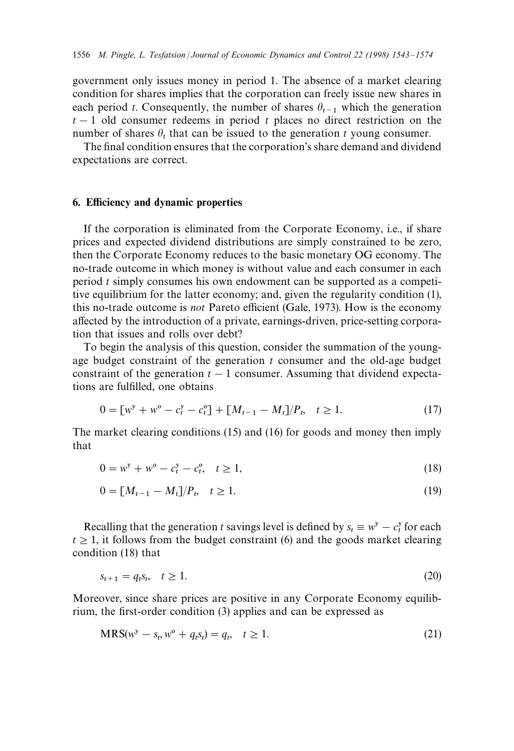government only issues money in period 1. The absence of a market clearing condition for shares implies that the corporation can freely issue new shares in each period $t$. Consequently, the number of shares $\theta_{t-1}$ which the generation $t-1$ old consumer redeems in period $t$ places no direct restriction on the number of shares $\theta_t$ that can be issued to the generation $t$ young consumer.

The final condition ensures that the corporation's share demand and dividend expectations are correct.

## 6. Efficiency and dynamic properties

If the corporation is eliminated from the Corporate Economy, i.e., if share prices and expected dividend distributions are simply constrained to be zero, then the Corporate Economy reduces to the basic monetary OG economy. The no-trade outcome in which money is without value and each consumer in each period $t$ simply consumes his own endowment can be supported as a competitive equilibrium for the latter economy; and, given the regularity condition (1), this no-trade outcome is *not* Pareto efficient (Gale, 1973). How is the economy affected by the introduction of a private, earnings-driven, price-setting corporation that issues and rolls over debt?

To begin the analysis of this question, consider the summation of the young-age budget constraint of the generation $t$ consumer and the old-age budget constraint of the generation $t-1$ consumer. Assuming that dividend expectations are fulfilled, one obtains

$$0 = [w^{y} + w^{o} - c_t^{y} - c_t^{o}] + [M_{t-1} - M_t]/P_t, \quad t \geq 1. \tag{17}$$

The market clearing conditions (15) and (16) for goods and money then imply that

$$0 = w^{y} + w^{o} - c_t^{y} - c_t^{o}, \quad t \geq 1, \tag{18}$$

$$0 = [M_{t-1} - M_t]/P_t, \quad t \geq 1. \tag{19}$$

Recalling that the generation $t$ savings level is defined by $s_t \equiv w^{y} - c_t^{y}$ for each $t \geq 1$, it follows from the budget constraint (6) and the goods market clearing condition (18) that

$$s_{t+1} = q_t s_t, \quad t \geq 1. \tag{20}$$

Moreover, since share prices are positive in any Corporate Economy equilibrium, the first-order condition (3) applies and can be expressed as

$$\text{MRS}(w^{y} - s_t, w^{o} + q_t s_t) = q_t, \quad t \geq 1. \tag{21}$$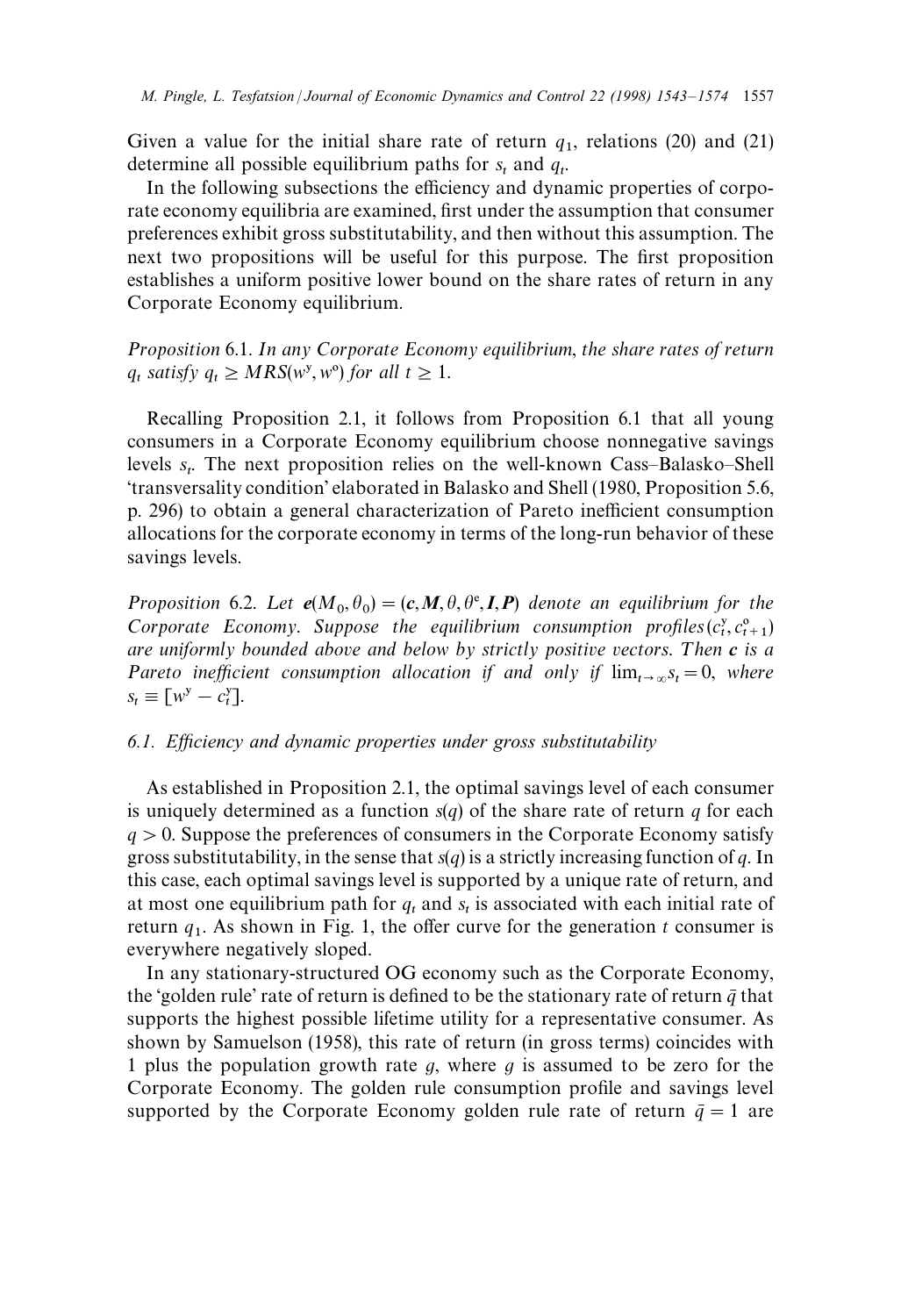Given a value for the initial share rate of return $q_1$, relations (20) and (21) determine all possible equilibrium paths for $s_t$ and $q_t$.

In the following subsections the efficiency and dynamic properties of corporate economy equilibria are examined, first under the assumption that consumer preferences exhibit gross substitutability, and then without this assumption. The next two propositions will be useful for this purpose. The first proposition establishes a uniform positive lower bound on the share rates of return in any Corporate Economy equilibrium.

*Proposition* 6.1. *In any Corporate Economy equilibrium, the share rates of return* $q_t$ *satisfy* $q_t \geq MRS(w^y, w^o)$ *for all* $t \geq 1$.

Recalling Proposition 2.1, it follows from Proposition 6.1 that all young consumers in a Corporate Economy equilibrium choose nonnegative savings levels $s_t$. The next proposition relies on the well-known Cass–Balasko–Shell 'transversality condition' elaborated in Balasko and Shell (1980, Proposition 5.6, p. 296) to obtain a general characterization of Pareto inefficient consumption allocations for the corporate economy in terms of the long-run behavior of these savings levels.

*Proposition* 6.2. *Let* $\boldsymbol{e}(M_0, \theta_0) = (\boldsymbol{c}, \boldsymbol{M}, \theta, \theta^e, \boldsymbol{I}, \boldsymbol{P})$ *denote an equilibrium for the Corporate Economy. Suppose the equilibrium consumption profiles* $(c_t^y, c_{t+1}^o)$ *are uniformly bounded above and below by strictly positive vectors. Then* $\boldsymbol{c}$ *is a Pareto inefficient consumption allocation if and only if* $\lim_{t\to\infty} s_t = 0$, *where* $s_t \equiv [w^y - c_t^y]$.

### *6.1. Efficiency and dynamic properties under gross substitutability*

As established in Proposition 2.1, the optimal savings level of each consumer is uniquely determined as a function $s(q)$ of the share rate of return $q$ for each $q > 0$. Suppose the preferences of consumers in the Corporate Economy satisfy gross substitutability, in the sense that $s(q)$ is a strictly increasing function of $q$. In this case, each optimal savings level is supported by a unique rate of return, and at most one equilibrium path for $q_t$ and $s_t$ is associated with each initial rate of return $q_1$. As shown in Fig. 1, the offer curve for the generation $t$ consumer is everywhere negatively sloped.

In any stationary-structured OG economy such as the Corporate Economy, the 'golden rule' rate of return is defined to be the stationary rate of return $\bar{q}$ that supports the highest possible lifetime utility for a representative consumer. As shown by Samuelson (1958), this rate of return (in gross terms) coincides with 1 plus the population growth rate $g$, where $g$ is assumed to be zero for the Corporate Economy. The golden rule consumption profile and savings level supported by the Corporate Economy golden rule rate of return $\bar{q} = 1$ are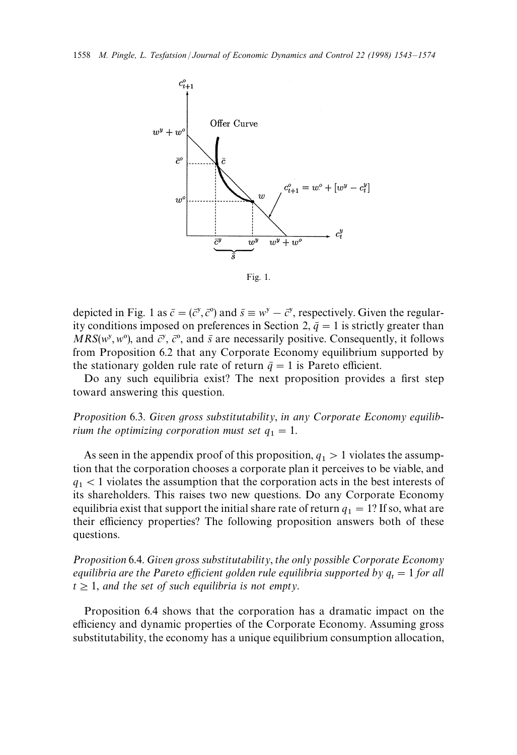Fig. 1.

depicted in Fig. 1 as $\bar{c} = (\bar{c}^y, \bar{c}^o)$ and $\bar{s} \equiv w^y - \bar{c}^y$, respectively. Given the regularity conditions imposed on preferences in Section 2, $\bar{q} = 1$ is strictly greater than $MRS(w^y, w^o)$, and $\bar{c}^y$, $\bar{c}^o$, and $\bar{s}$ are necessarily positive. Consequently, it follows from Proposition 6.2 that any Corporate Economy equilibrium supported by the stationary golden rule rate of return $\bar{q} = 1$ is Pareto efficient.

Do any such equilibria exist? The next proposition provides a first step toward answering this question.

*Proposition* 6.3. *Given gross substitutability, in any Corporate Economy equilibrium the optimizing corporation must set* $q_1 = 1$.

As seen in the appendix proof of this proposition, $q_1 > 1$ violates the assumption that the corporation chooses a corporate plan it perceives to be viable, and $q_1 < 1$ violates the assumption that the corporation acts in the best interests of its shareholders. This raises two new questions. Do any Corporate Economy equilibria exist that support the initial share rate of return $q_1 = 1$? If so, what are their efficiency properties? The following proposition answers both of these questions.

*Proposition* 6.4. *Given gross substitutability, the only possible Corporate Economy equilibria are the Pareto efficient golden rule equilibria supported by* $q_t = 1$ *for all* $t \geq 1$, *and the set of such equilibria is not empty.*

Proposition 6.4 shows that the corporation has a dramatic impact on the efficiency and dynamic properties of the Corporate Economy. Assuming gross substitutability, the economy has a unique equilibrium consumption allocation,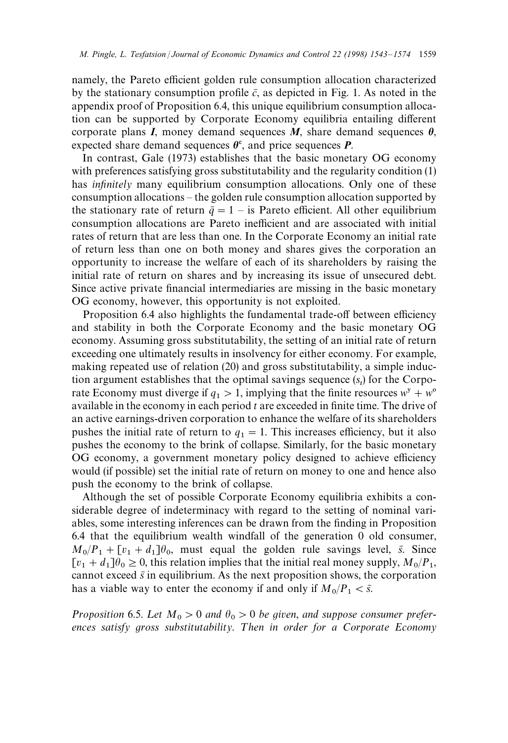namely, the Pareto efficient golden rule consumption allocation characterized by the stationary consumption profile $\bar{c}$, as depicted in Fig. 1. As noted in the appendix proof of Proposition 6.4, this unique equilibrium consumption allocation can be supported by Corporate Economy equilibria entailing different corporate plans $\boldsymbol{I}$, money demand sequences $\boldsymbol{M}$, share demand sequences $\boldsymbol{\theta}$, expected share demand sequences $\boldsymbol{\theta}^e$, and price sequences $\boldsymbol{P}$.

In contrast, Gale (1973) establishes that the basic monetary OG economy with preferences satisfying gross substitutability and the regularity condition (1) has *infinitely* many equilibrium consumption allocations. Only one of these consumption allocations – the golden rule consumption allocation supported by the stationary rate of return $\bar{q} = 1$ – is Pareto efficient. All other equilibrium consumption allocations are Pareto inefficient and are associated with initial rates of return that are less than one. In the Corporate Economy an initial rate of return less than one on both money and shares gives the corporation an opportunity to increase the welfare of each of its shareholders by raising the initial rate of return on shares and by increasing its issue of unsecured debt. Since active private financial intermediaries are missing in the basic monetary OG economy, however, this opportunity is not exploited.

Proposition 6.4 also highlights the fundamental trade-off between efficiency and stability in both the Corporate Economy and the basic monetary OG economy. Assuming gross substitutability, the setting of an initial rate of return exceeding one ultimately results in insolvency for either economy. For example, making repeated use of relation (20) and gross substitutability, a simple induction argument establishes that the optimal savings sequence $(s_t)$ for the Corporate Economy must diverge if $q_1 > 1$, implying that the finite resources $w^y + w^o$ available in the economy in each period $t$ are exceeded in finite time. The drive of an active earnings-driven corporation to enhance the welfare of its shareholders pushes the initial rate of return to $q_1 = 1$. This increases efficiency, but it also pushes the economy to the brink of collapse. Similarly, for the basic monetary OG economy, a government monetary policy designed to achieve efficiency would (if possible) set the initial rate of return on money to one and hence also push the economy to the brink of collapse.

Although the set of possible Corporate Economy equilibria exhibits a considerable degree of indeterminacy with regard to the setting of nominal variables, some interesting inferences can be drawn from the finding in Proposition 6.4 that the equilibrium wealth windfall of the generation 0 old consumer, $M_0/P_1 + [v_1 + d_1]\theta_0$, must equal the golden rule savings level, $\bar{s}$. Since $[v_1 + d_1]\theta_0 \geq 0$, this relation implies that the initial real money supply, $M_0/P_1$, cannot exceed $\bar{s}$ in equilibrium. As the next proposition shows, the corporation has a viable way to enter the economy if and only if $M_0/P_1 < \bar{s}$.

*Proposition* 6.5. *Let $M_0 > 0$ and $\theta_0 > 0$ be given, and suppose consumer preferences satisfy gross substitutability. Then in order for a Corporate Economy*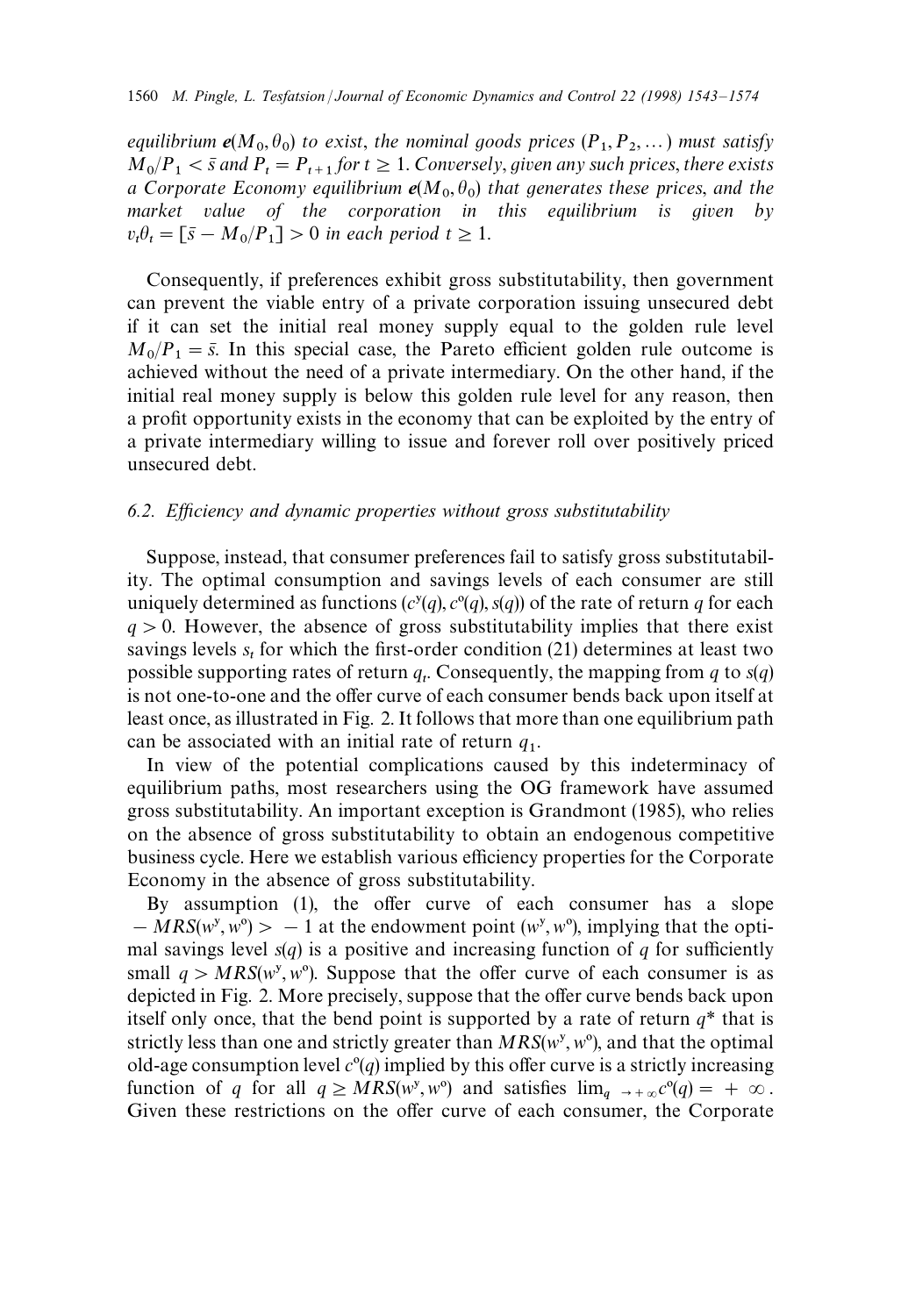*equilibrium* $\boldsymbol{e}(M_0, \theta_0)$ *to exist, the nominal goods prices* $(P_1, P_2, \ldots)$ *must satisfy* $M_0/P_1 < \bar{s}$ *and* $P_t = P_{t+1}$ *for* $t \geq 1$. *Conversely, given any such prices, there exists a Corporate Economy equilibrium* $\boldsymbol{e}(M_0, \theta_0)$ *that generates these prices, and the market value of the corporation in this equilibrium is given by* $v_t\theta_t = [\bar{s} - M_0/P_1] > 0$ *in each period* $t \geq 1$.

Consequently, if preferences exhibit gross substitutability, then government can prevent the viable entry of a private corporation issuing unsecured debt if it can set the initial real money supply equal to the golden rule level $M_0/P_1 = \bar{s}$. In this special case, the Pareto efficient golden rule outcome is achieved without the need of a private intermediary. On the other hand, if the initial real money supply is below this golden rule level for any reason, then a profit opportunity exists in the economy that can be exploited by the entry of a private intermediary willing to issue and forever roll over positively priced unsecured debt.

### 6.2. Efficiency and dynamic properties without gross substitutability

Suppose, instead, that consumer preferences fail to satisfy gross substitutability. The optimal consumption and savings levels of each consumer are still uniquely determined as functions $(c^y(q), c^o(q), s(q))$ of the rate of return $q$ for each $q > 0$. However, the absence of gross substitutability implies that there exist savings levels $s_t$ for which the first-order condition (21) determines at least two possible supporting rates of return $q_t$. Consequently, the mapping from $q$ to $s(q)$ is not one-to-one and the offer curve of each consumer bends back upon itself at least once, as illustrated in Fig. 2. It follows that more than one equilibrium path can be associated with an initial rate of return $q_1$.

In view of the potential complications caused by this indeterminacy of equilibrium paths, most researchers using the OG framework have assumed gross substitutability. An important exception is Grandmont (1985), who relies on the absence of gross substitutability to obtain an endogenous competitive business cycle. Here we establish various efficiency properties for the Corporate Economy in the absence of gross substitutability.

By assumption (1), the offer curve of each consumer has a slope $-MRS(w^y, w^o) > -1$ at the endowment point $(w^y, w^o)$, implying that the optimal savings level $s(q)$ is a positive and increasing function of $q$ for sufficiently small $q > MRS(w^y, w^o)$. Suppose that the offer curve of each consumer is as depicted in Fig. 2. More precisely, suppose that the offer curve bends back upon itself only once, that the bend point is supported by a rate of return $q^*$ that is strictly less than one and strictly greater than $MRS(w^y, w^o)$, and that the optimal old-age consumption level $c^o(q)$ implied by this offer curve is a strictly increasing function of $q$ for all $q \geq MRS(w^y, w^o)$ and satisfies $\lim_{q \to +\infty} c^o(q) = +\infty$. Given these restrictions on the offer curve of each consumer, the Corporate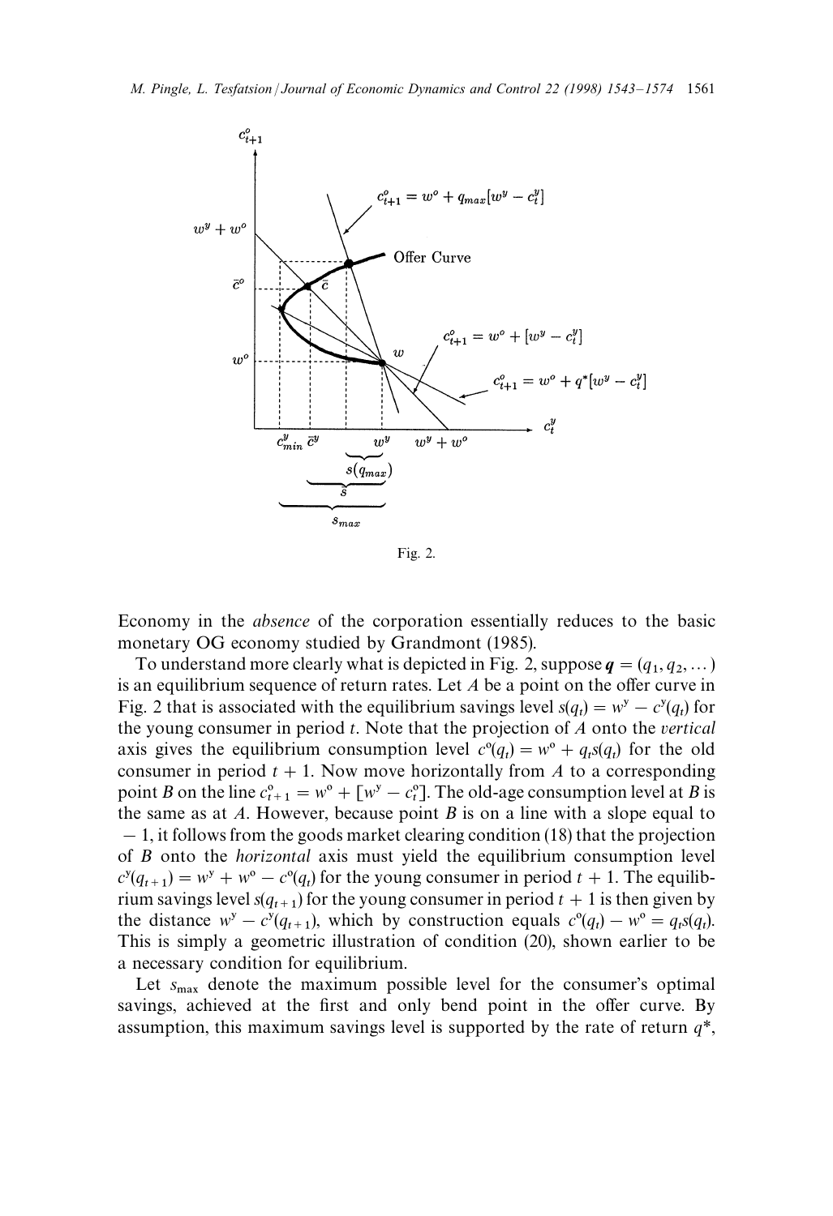Fig. 2.

Economy in the *absence* of the corporation essentially reduces to the basic monetary OG economy studied by Grandmont (1985).

To understand more clearly what is depicted in Fig. 2, suppose $\boldsymbol{q} = (q_1, q_2, \dots)$ is an equilibrium sequence of return rates. Let $A$ be a point on the offer curve in Fig. 2 that is associated with the equilibrium savings level $s(q_t) = w^y - c^y(q_t)$ for the young consumer in period $t$. Note that the projection of $A$ onto the *vertical* axis gives the equilibrium consumption level $c^o(q_t) = w^o + q_t s(q_t)$ for the old consumer in period $t+1$. Now move horizontally from $A$ to a corresponding point $B$ on the line $c^o_{t+1} = w^o + [w^y - c^o_t]$. The old-age consumption level at $B$ is the same as at $A$. However, because point $B$ is on a line with a slope equal to $-1$, it follows from the goods market clearing condition (18) that the projection of $B$ onto the *horizontal* axis must yield the equilibrium consumption level $c^y(q_{t+1}) = w^y + w^o - c^o(q_t)$ for the young consumer in period $t+1$. The equilibrium savings level $s(q_{t+1})$ for the young consumer in period $t+1$ is then given by the distance $w^y - c^y(q_{t+1})$, which by construction equals $c^o(q_t) - w^o = q_t s(q_t)$. This is simply a geometric illustration of condition (20), shown earlier to be a necessary condition for equilibrium.

Let $s_{\max}$ denote the maximum possible level for the consumer's optimal savings, achieved at the first and only bend point in the offer curve. By assumption, this maximum savings level is supported by the rate of return $q^*$,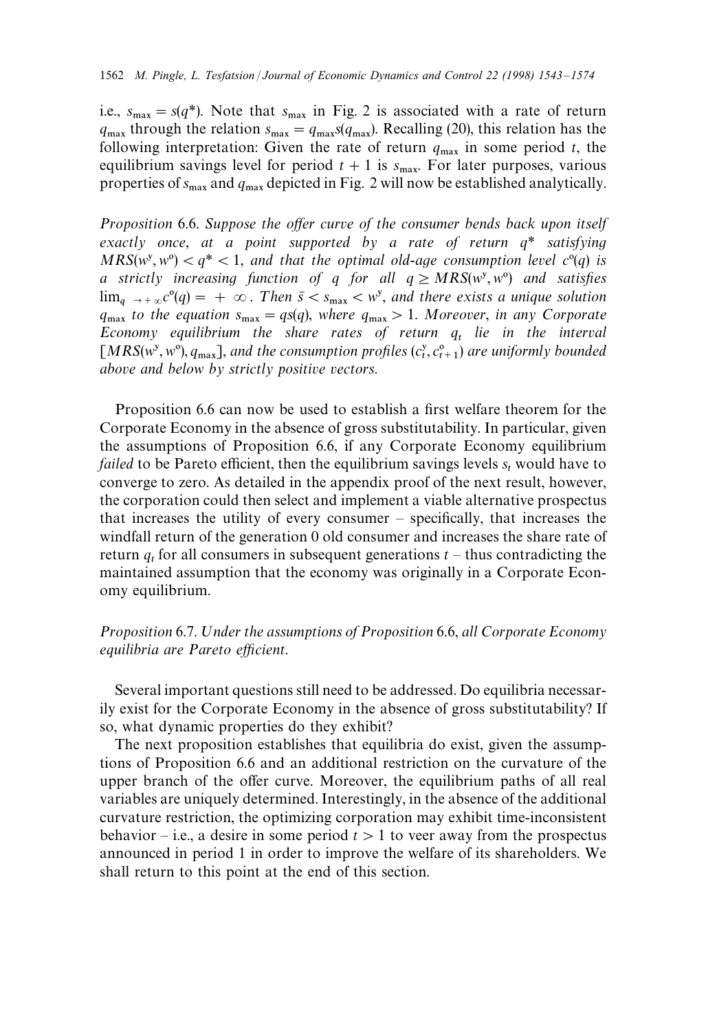i.e., $s_{\max} = s(q^*)$. Note that $s_{\max}$ in Fig. 2 is associated with a rate of return $q_{\max}$ through the relation $s_{\max} = q_{\max} s(q_{\max})$. Recalling (20), this relation has the following interpretation: Given the rate of return $q_{\max}$ in some period $t$, the equilibrium savings level for period $t+1$ is $s_{\max}$. For later purposes, various properties of $s_{\max}$ and $q_{\max}$ depicted in Fig. 2 will now be established analytically.

*Proposition* 6.6. *Suppose the offer curve of the consumer bends back upon itself exactly once, at a point supported by a rate of return $q^*$ satisfying $MRS(w^y, w^o) < q^* < 1$, and that the optimal old-age consumption level $c^o(q)$ is a strictly increasing function of $q$ for all $q \geq MRS(w^y, w^o)$ and satisfies $\lim_{q \to +\infty} c^o(q) = +\infty$. Then $\bar{s} < s_{\max} < w^y$, and there exists a unique solution $q_{\max}$ to the equation $s_{\max} = qs(q)$, where $q_{\max} > 1$. Moreover, in any Corporate Economy equilibrium the share rates of return $q_t$ lie in the interval $[MRS(w^y, w^o), q_{\max}]$, and the consumption profiles $(c^y_t, c^o_{t+1})$ are uniformly bounded above and below by strictly positive vectors.*

Proposition 6.6 can now be used to establish a first welfare theorem for the Corporate Economy in the absence of gross substitutability. In particular, given the assumptions of Proposition 6.6, if any Corporate Economy equilibrium *failed* to be Pareto efficient, then the equilibrium savings levels $s_t$ would have to converge to zero. As detailed in the appendix proof of the next result, however, the corporation could then select and implement a viable alternative prospectus that increases the utility of every consumer – specifically, that increases the windfall return of the generation 0 old consumer and increases the share rate of return $q_t$ for all consumers in subsequent generations $t$ – thus contradicting the maintained assumption that the economy was originally in a Corporate Economy equilibrium.

*Proposition* 6.7. *Under the assumptions of Proposition* 6.6, *all Corporate Economy equilibria are Pareto efficient.*

Several important questions still need to be addressed. Do equilibria necessarily exist for the Corporate Economy in the absence of gross substitutability? If so, what dynamic properties do they exhibit?

The next proposition establishes that equilibria do exist, given the assumptions of Proposition 6.6 and an additional restriction on the curvature of the upper branch of the offer curve. Moreover, the equilibrium paths of all real variables are uniquely determined. Interestingly, in the absence of the additional curvature restriction, the optimizing corporation may exhibit time-inconsistent behavior – i.e., a desire in some period $t > 1$ to veer away from the prospectus announced in period 1 in order to improve the welfare of its shareholders. We shall return to this point at the end of this section.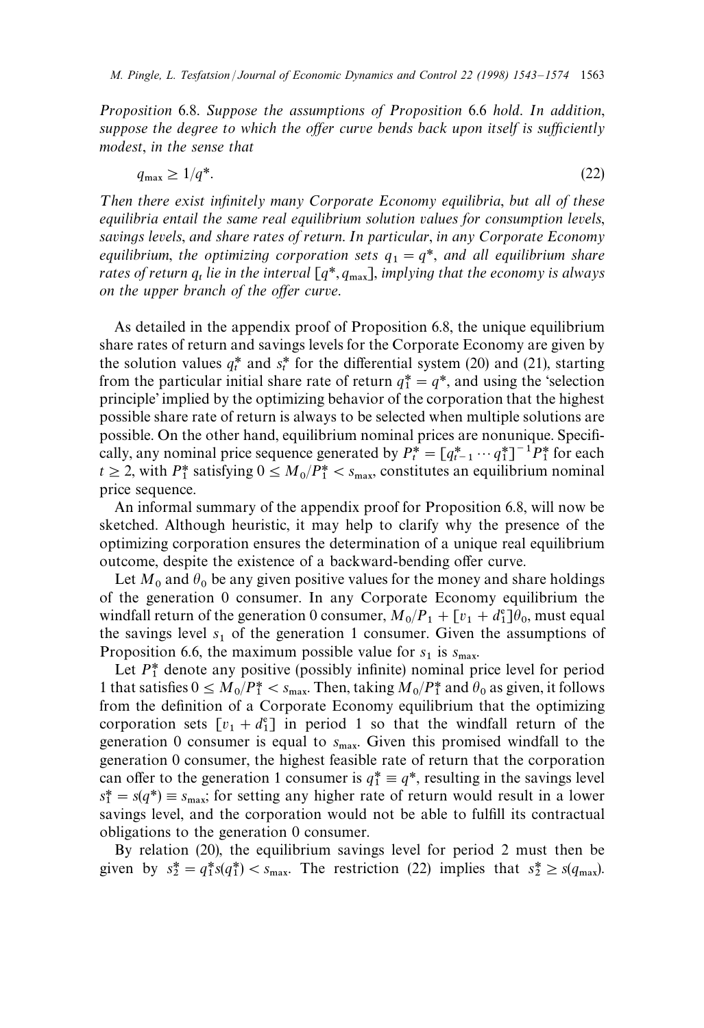*Proposition* 6.8. *Suppose the assumptions of Proposition* 6.6 *hold. In addition, suppose the degree to which the offer curve bends back upon itself is sufficiently modest, in the sense that*

$$q_{max} \geq 1/q^*. \tag{22}$$

*Then there exist infinitely many Corporate Economy equilibria, but all of these equilibria entail the same real equilibrium solution values for consumption levels, savings levels, and share rates of return. In particular, in any Corporate Economy equilibrium, the optimizing corporation sets* $q_1 = q^*$, *and all equilibrium share rates of return* $q_t$ *lie in the interval* $[q^*, q_{max}]$, *implying that the economy is always on the upper branch of the offer curve.*

As detailed in the appendix proof of Proposition 6.8, the unique equilibrium share rates of return and savings levels for the Corporate Economy are given by the solution values $q_t^*$ and $s_t^*$ for the differential system (20) and (21), starting from the particular initial share rate of return $q_1^* = q^*$, and using the 'selection principle' implied by the optimizing behavior of the corporation that the highest possible share rate of return is always to be selected when multiple solutions are possible. On the other hand, equilibrium nominal prices are nonunique. Specifically, any nominal price sequence generated by $P_t^* = [q_{t-1}^* \cdots q_1^*]^{-1} P_1^*$ for each $t \geq 2$, with $P_1^*$ satisfying $0 \leq M_0/P_1^* < s_{max}$, constitutes an equilibrium nominal price sequence.

An informal summary of the appendix proof for Proposition 6.8, will now be sketched. Although heuristic, it may help to clarify why the presence of the optimizing corporation ensures the determination of a unique real equilibrium outcome, despite the existence of a backward-bending offer curve.

Let $M_0$ and $\theta_0$ be any given positive values for the money and share holdings of the generation 0 consumer. In any Corporate Economy equilibrium the windfall return of the generation 0 consumer, $M_0/P_1 + [v_1 + d_1^e]\theta_0$, must equal the savings level $s_1$ of the generation 1 consumer. Given the assumptions of Proposition 6.6, the maximum possible value for $s_1$ is $s_{max}$.

Let $P_1^*$ denote any positive (possibly infinite) nominal price level for period 1 that satisfies $0 \leq M_0/P_1^* < s_{max}$. Then, taking $M_0/P_1^*$ and $\theta_0$ as given, it follows from the definition of a Corporate Economy equilibrium that the optimizing corporation sets $[v_1 + d_1^e]$ in period 1 so that the windfall return of the generation 0 consumer is equal to $s_{max}$. Given this promised windfall to the generation 0 consumer, the highest feasible rate of return that the corporation can offer to the generation 1 consumer is $q_1^* \equiv q^*$, resulting in the savings level $s_1^* = s(q^*) \equiv s_{max}$; for setting any higher rate of return would result in a lower savings level, and the corporation would not be able to fulfill its contractual obligations to the generation 0 consumer.

By relation (20), the equilibrium savings level for period 2 must then be given by $s_2^* = q_1^* s(q_1^*) < s_{max}$. The restriction (22) implies that $s_2^* \geq s(q_{max})$.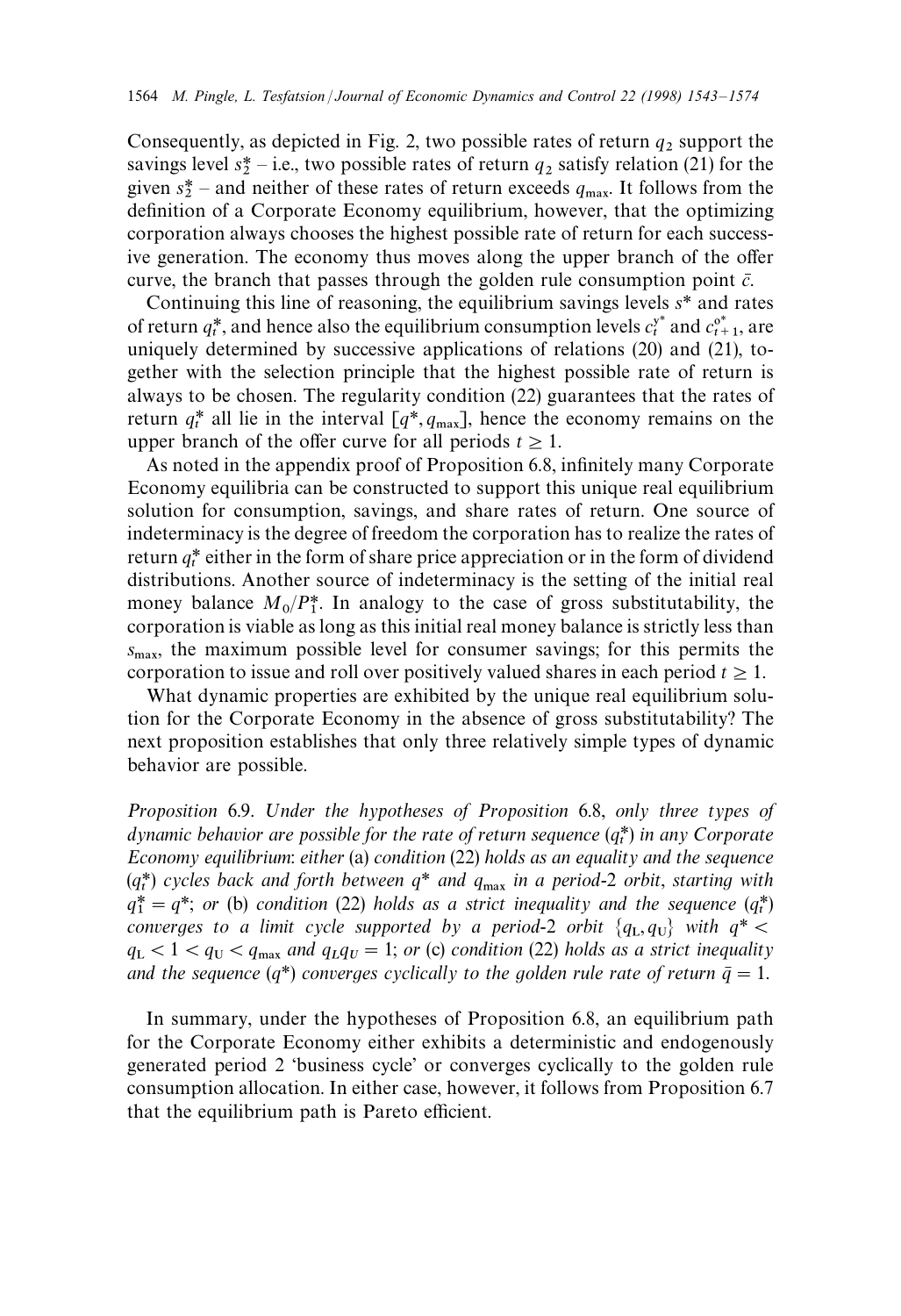Consequently, as depicted in Fig. 2, two possible rates of return $q_2$ support the savings level $s_2^*$ – i.e., two possible rates of return $q_2$ satisfy relation (21) for the given $s_2^*$ – and neither of these rates of return exceeds $q_{max}$. It follows from the definition of a Corporate Economy equilibrium, however, that the optimizing corporation always chooses the highest possible rate of return for each successive generation. The economy thus moves along the upper branch of the offer curve, the branch that passes through the golden rule consumption point $\bar{c}$.

Continuing this line of reasoning, the equilibrium savings levels $s^*$ and rates of return $q_t^*$, and hence also the equilibrium consumption levels $c_t^{y^*}$ and $c_{t+1}^{o^*}$, are uniquely determined by successive applications of relations (20) and (21), together with the selection principle that the highest possible rate of return is always to be chosen. The regularity condition (22) guarantees that the rates of return $q_t^*$ all lie in the interval $[q^*, q_{max}]$, hence the economy remains on the upper branch of the offer curve for all periods $t \geq 1$.

As noted in the appendix proof of Proposition 6.8, infinitely many Corporate Economy equilibria can be constructed to support this unique real equilibrium solution for consumption, savings, and share rates of return. One source of indeterminacy is the degree of freedom the corporation has to realize the rates of return $q_t^*$ either in the form of share price appreciation or in the form of dividend distributions. Another source of indeterminacy is the setting of the initial real money balance $M_0/P_1^*$. In analogy to the case of gross substitutability, the corporation is viable as long as this initial real money balance is strictly less than $s_{max}$, the maximum possible level for consumer savings; for this permits the corporation to issue and roll over positively valued shares in each period $t \geq 1$.

What dynamic properties are exhibited by the unique real equilibrium solution for the Corporate Economy in the absence of gross substitutability? The next proposition establishes that only three relatively simple types of dynamic behavior are possible.

*Proposition* 6.9. *Under the hypotheses of Proposition* 6.8, *only three types of dynamic behavior are possible for the rate of return sequence* $(q_t^*)$ *in any Corporate Economy equilibrium*: *either* (a) *condition* (22) *holds as an equality and the sequence* $(q_t^*)$ *cycles back and forth between* $q^*$ *and* $q_{max}$ *in a period-*2 *orbit, starting with* $q_1^* = q^*$; *or* (b) *condition* (22) *holds as a strict inequality and the sequence* $(q_t^*)$ *converges to a limit cycle supported by a period-*2 *orbit* $\{q_L, q_U\}$ *with* $q^* < q_L < 1 < q_U < q_{max}$ *and* $q_L q_U = 1$; *or* (c) *condition* (22) *holds as a strict inequality and the sequence* $(q^*)$ *converges cyclically to the golden rule rate of return* $\bar{q} = 1$.

In summary, under the hypotheses of Proposition 6.8, an equilibrium path for the Corporate Economy either exhibits a deterministic and endogenously generated period 2 'business cycle' or converges cyclically to the golden rule consumption allocation. In either case, however, it follows from Proposition 6.7 that the equilibrium path is Pareto efficient.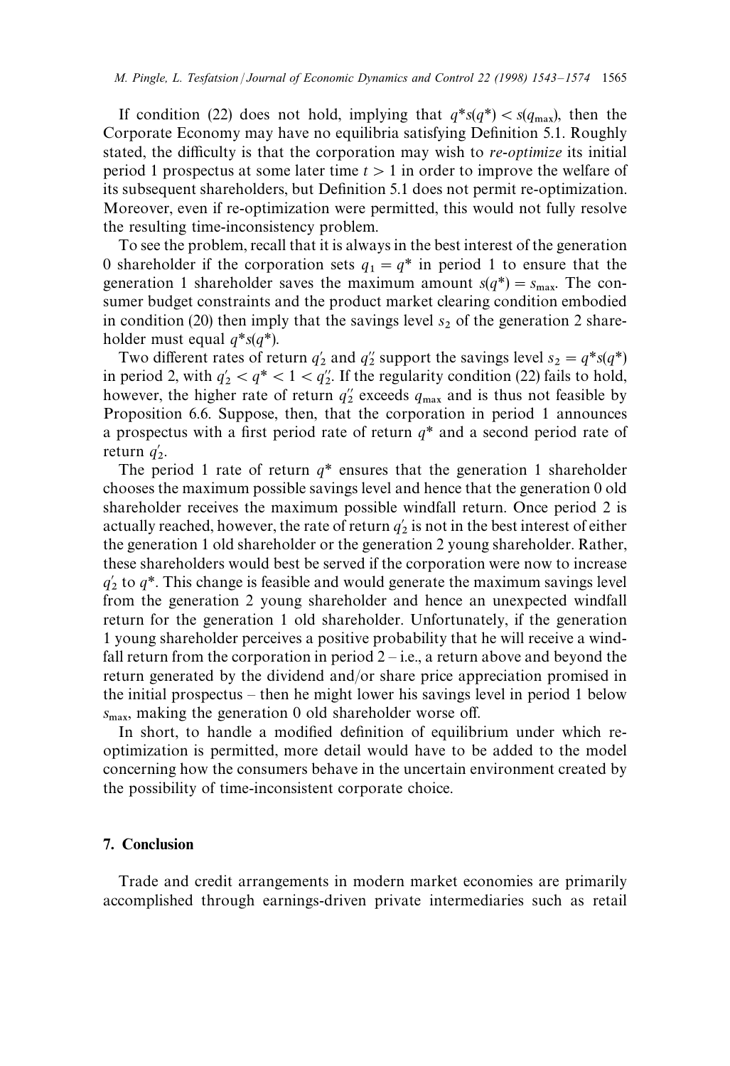If condition (22) does not hold, implying that $q^*s(q^*) < s(q_{max})$, then the Corporate Economy may have no equilibria satisfying Definition 5.1. Roughly stated, the difficulty is that the corporation may wish to *re-optimize* its initial period 1 prospectus at some later time $t > 1$ in order to improve the welfare of its subsequent shareholders, but Definition 5.1 does not permit re-optimization. Moreover, even if re-optimization were permitted, this would not fully resolve the resulting time-inconsistency problem.

To see the problem, recall that it is always in the best interest of the generation 0 shareholder if the corporation sets $q_1 = q^*$ in period 1 to ensure that the generation 1 shareholder saves the maximum amount $s(q^*) = s_{max}$. The consumer budget constraints and the product market clearing condition embodied in condition (20) then imply that the savings level $s_2$ of the generation 2 shareholder must equal $q^*s(q^*)$.

Two different rates of return $q_2'$ and $q_2''$ support the savings level $s_2 = q^*s(q^*)$ in period 2, with $q_2' < q^* < 1 < q_2''$. If the regularity condition (22) fails to hold, however, the higher rate of return $q_2''$ exceeds $q_{max}$ and is thus not feasible by Proposition 6.6. Suppose, then, that the corporation in period 1 announces a prospectus with a first period rate of return $q^*$ and a second period rate of return $q_2'$.

The period 1 rate of return $q^*$ ensures that the generation 1 shareholder chooses the maximum possible savings level and hence that the generation 0 old shareholder receives the maximum possible windfall return. Once period 2 is actually reached, however, the rate of return $q_2'$ is not in the best interest of either the generation 1 old shareholder or the generation 2 young shareholder. Rather, these shareholders would best be served if the corporation were now to increase $q_2'$ to $q^*$. This change is feasible and would generate the maximum savings level from the generation 2 young shareholder and hence an unexpected windfall return for the generation 1 old shareholder. Unfortunately, if the generation 1 young shareholder perceives a positive probability that he will receive a windfall return from the corporation in period 2 – i.e., a return above and beyond the return generated by the dividend and/or share price appreciation promised in the initial prospectus – then he might lower his savings level in period 1 below $s_{max}$, making the generation 0 old shareholder worse off.

In short, to handle a modified definition of equilibrium under which re-optimization is permitted, more detail would have to be added to the model concerning how the consumers behave in the uncertain environment created by the possibility of time-inconsistent corporate choice.

## 7. Conclusion

Trade and credit arrangements in modern market economies are primarily accomplished through earnings-driven private intermediaries such as retail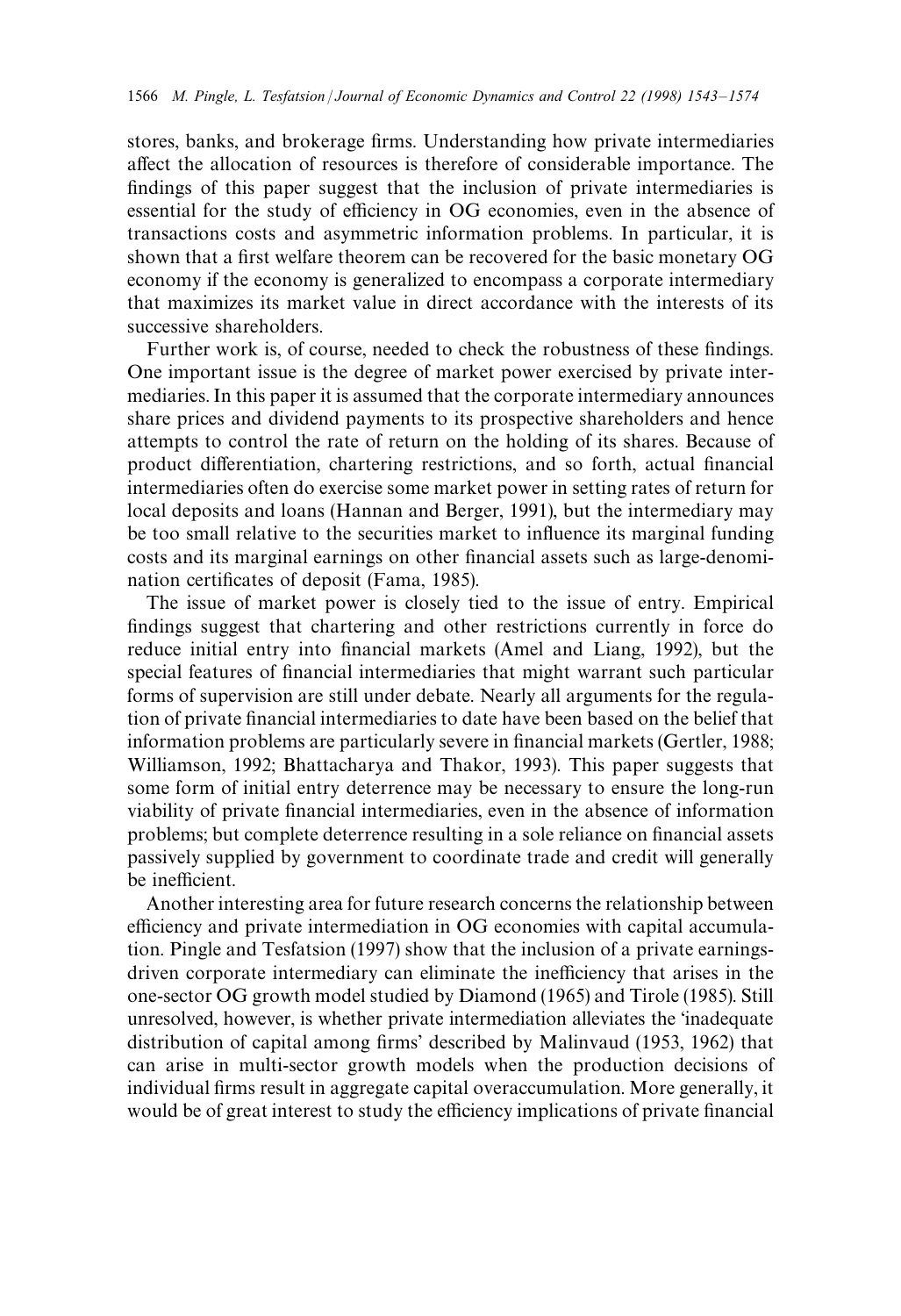stores, banks, and brokerage firms. Understanding how private intermediaries affect the allocation of resources is therefore of considerable importance. The findings of this paper suggest that the inclusion of private intermediaries is essential for the study of efficiency in OG economies, even in the absence of transactions costs and asymmetric information problems. In particular, it is shown that a first welfare theorem can be recovered for the basic monetary OG economy if the economy is generalized to encompass a corporate intermediary that maximizes its market value in direct accordance with the interests of its successive shareholders.

Further work is, of course, needed to check the robustness of these findings. One important issue is the degree of market power exercised by private intermediaries. In this paper it is assumed that the corporate intermediary announces share prices and dividend payments to its prospective shareholders and hence attempts to control the rate of return on the holding of its shares. Because of product differentiation, chartering restrictions, and so forth, actual financial intermediaries often do exercise some market power in setting rates of return for local deposits and loans (Hannan and Berger, 1991), but the intermediary may be too small relative to the securities market to influence its marginal funding costs and its marginal earnings on other financial assets such as large-denomination certificates of deposit (Fama, 1985).

The issue of market power is closely tied to the issue of entry. Empirical findings suggest that chartering and other restrictions currently in force do reduce initial entry into financial markets (Amel and Liang, 1992), but the special features of financial intermediaries that might warrant such particular forms of supervision are still under debate. Nearly all arguments for the regulation of private financial intermediaries to date have been based on the belief that information problems are particularly severe in financial markets (Gertler, 1988; Williamson, 1992; Bhattacharya and Thakor, 1993). This paper suggests that some form of initial entry deterrence may be necessary to ensure the long-run viability of private financial intermediaries, even in the absence of information problems; but complete deterrence resulting in a sole reliance on financial assets passively supplied by government to coordinate trade and credit will generally be inefficient.

Another interesting area for future research concerns the relationship between efficiency and private intermediation in OG economies with capital accumulation. Pingle and Tesfatsion (1997) show that the inclusion of a private earnings-driven corporate intermediary can eliminate the inefficiency that arises in the one-sector OG growth model studied by Diamond (1965) and Tirole (1985). Still unresolved, however, is whether private intermediation alleviates the 'inadequate distribution of capital among firms' described by Malinvaud (1953, 1962) that can arise in multi-sector growth models when the production decisions of individual firms result in aggregate capital overaccumulation. More generally, it would be of great interest to study the efficiency implications of private financial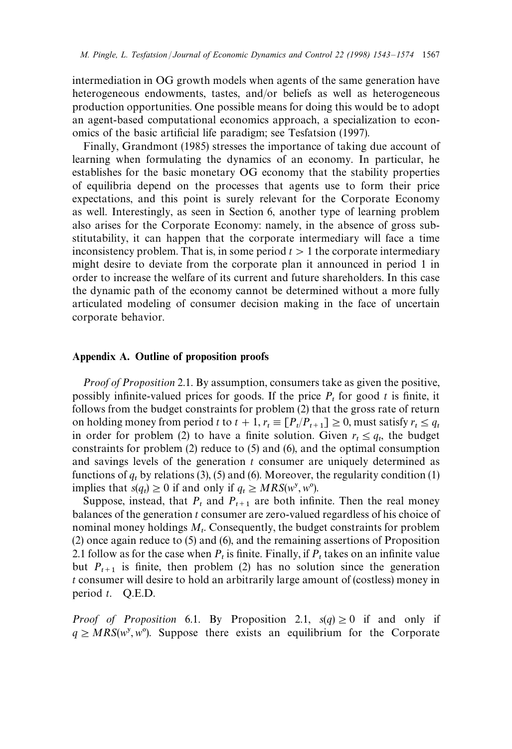intermediation in OG growth models when agents of the same generation have heterogeneous endowments, tastes, and/or beliefs as well as heterogeneous production opportunities. One possible means for doing this would be to adopt an agent-based computational economics approach, a specialization to economics of the basic artificial life paradigm; see Tesfatsion (1997).

Finally, Grandmont (1985) stresses the importance of taking due account of learning when formulating the dynamics of an economy. In particular, he establishes for the basic monetary OG economy that the stability properties of equilibria depend on the processes that agents use to form their price expectations, and this point is surely relevant for the Corporate Economy as well. Interestingly, as seen in Section 6, another type of learning problem also arises for the Corporate Economy: namely, in the absence of gross substitutability, it can happen that the corporate intermediary will face a time inconsistency problem. That is, in some period $t > 1$ the corporate intermediary might desire to deviate from the corporate plan it announced in period 1 in order to increase the welfare of its current and future shareholders. In this case the dynamic path of the economy cannot be determined without a more fully articulated modeling of consumer decision making in the face of uncertain corporate behavior.

## Appendix A. Outline of proposition proofs

*Proof of Proposition* 2.1. By assumption, consumers take as given the positive, possibly infinite-valued prices for goods. If the price $P_t$ for good $t$ is finite, it follows from the budget constraints for problem (2) that the gross rate of return on holding money from period $t$ to $t+1$, $r_t \equiv [P_t/P_{t+1}] \geq 0$, must satisfy $r_t \leq q_t$ in order for problem (2) to have a finite solution. Given $r_t \leq q_t$, the budget constraints for problem (2) reduce to (5) and (6), and the optimal consumption and savings levels of the generation $t$ consumer are uniquely determined as functions of $q_t$ by relations (3), (5) and (6). Moreover, the regularity condition (1) implies that $s(q_t) \geq 0$ if and only if $q_t \geq MRS(w^y, w^o)$.

Suppose, instead, that $P_t$ and $P_{t+1}$ are both infinite. Then the real money balances of the generation $t$ consumer are zero-valued regardless of his choice of nominal money holdings $M_t$. Consequently, the budget constraints for problem (2) once again reduce to (5) and (6), and the remaining assertions of Proposition 2.1 follow as for the case when $P_t$ is finite. Finally, if $P_t$ takes on an infinite value but $P_{t+1}$ is finite, then problem (2) has no solution since the generation $t$ consumer will desire to hold an arbitrarily large amount of (costless) money in period $t$. Q.E.D.

*Proof of Proposition* 6.1. By Proposition 2.1, $s(q) \geq 0$ if and only if $q \geq MRS(w^y, w^o)$. Suppose there exists an equilibrium for the Corporate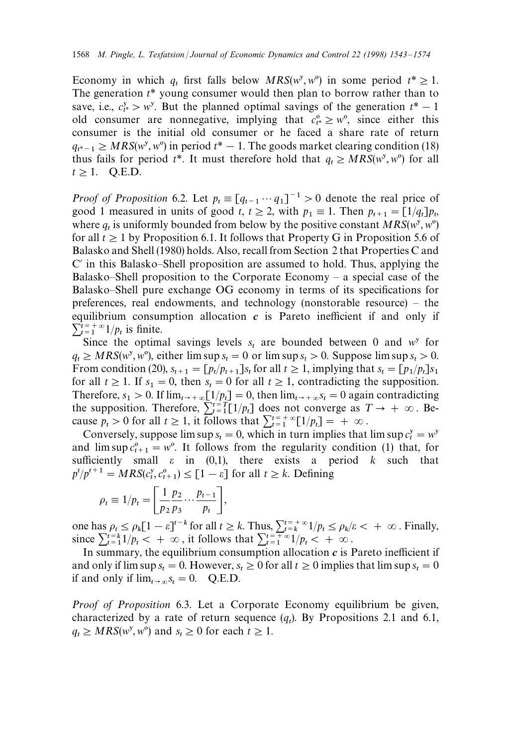Economy in which $q_t$ first falls below $MRS(w^y, w^o)$ in some period $t^* \geq 1$. The generation $t^*$ young consumer would then plan to borrow rather than to save, i.e., $c^y_{t^*} > w^y$. But the planned optimal savings of the generation $t^* - 1$ old consumer are nonnegative, implying that $c^o_{t^*} \geq w^o$, since either this consumer is the initial old consumer or he faced a share rate of return $q_{t^*-1} \geq MRS(w^y, w^o)$ in period $t^* - 1$. The goods market clearing condition (18) thus fails for period $t^*$. It must therefore hold that $q_t \geq MRS(w^y, w^o)$ for all $t \geq 1$. Q.E.D.

*Proof of Proposition* 6.2. Let $p_t \equiv [q_{t-1} \cdots q_1]^{-1} > 0$ denote the real price of good 1 measured in units of good $t$, $t \geq 2$, with $p_1 \equiv 1$. Then $p_{t+1} = [1/q_t]p_t$, where $q_t$ is uniformly bounded from below by the positive constant $MRS(w^y, w^o)$ for all $t \geq 1$ by Proposition 6.1. It follows that Property G in Proposition 5.6 of Balasko and Shell (1980) holds. Also, recall from Section 2 that Properties C and C′ in this Balasko–Shell proposition are assumed to hold. Thus, applying the Balasko–Shell proposition to the Corporate Economy – a special case of the Balasko–Shell pure exchange OG economy in terms of its specifications for preferences, real endowments, and technology (nonstorable resource) – the equilibrium consumption allocation $\boldsymbol{c}$ is Pareto inefficient if and only if $\sum_{t=1}^{t=+\infty} 1/p_t$ is finite.

Since the optimal savings levels $s_t$ are bounded between 0 and $w^y$ for $q_t \geq MRS(w^y, w^o)$, either $\limsup s_t = 0$ or $\limsup s_t > 0$. Suppose $\limsup s_t > 0$. From condition (20), $s_{t+1} = [p_t/p_{t+1}]s_t$ for all $t \geq 1$, implying that $s_t = [p_1/p_t]s_1$ for all $t \geq 1$. If $s_1 = 0$, then $s_t = 0$ for all $t \geq 1$, contradicting the supposition. Therefore, $s_1 > 0$. If $\lim_{t \to +\infty}[1/p_t] = 0$, then $\lim_{t \to +\infty} s_t = 0$ again contradicting the supposition. Therefore, $\sum_{t=1}^{t=T}[1/p_t]$ does not converge as $T \to +\infty$. Because $p_t > 0$ for all $t \geq 1$, it follows that $\sum_{t=1}^{t=+\infty}[1/p_t] = +\infty$.

Conversely, suppose $\limsup s_t = 0$, which in turn implies that $\limsup c^y_t = w^y$ and $\limsup c^o_{t+1} = w^o$. It follows from the regularity condition (1) that, for sufficiently small $\varepsilon$ in (0,1), there exists a period $k$ such that $p^t/p^{t+1} = MRS(c^y_t, c^o_{t+1}) \leq [1 - \varepsilon]$ for all $t \geq k$. Defining

$$\rho_t \equiv 1/p_t = \left[\frac{1}{p_2}\frac{p_2}{p_3} \cdots \frac{p_{t-1}}{p_t}\right],$$

one has $\rho_t \leq \rho_k[1 - \varepsilon]^{t-k}$ for all $t \geq k$. Thus, $\sum_{t=k}^{t=+\infty} 1/p_t \leq \rho_k/\varepsilon < +\infty$. Finally, since $\sum_{t=1}^{t=k} 1/p_t < +\infty$, it follows that $\sum_{t=1}^{t=+\infty} 1/p_t < +\infty$.

In summary, the equilibrium consumption allocation $\boldsymbol{c}$ is Pareto inefficient if and only if $\limsup s_t = 0$. However, $s_t \geq 0$ for all $t \geq 0$ implies that $\limsup s_t = 0$ if and only if $\lim_{t \to \infty} s_t = 0$. Q.E.D.

*Proof of Proposition* 6.3. Let a Corporate Economy equilibrium be given, characterized by a rate of return sequence $(q_t)$. By Propositions 2.1 and 6.1, $q_t \geq MRS(w^y, w^o)$ and $s_t \geq 0$ for each $t \geq 1$.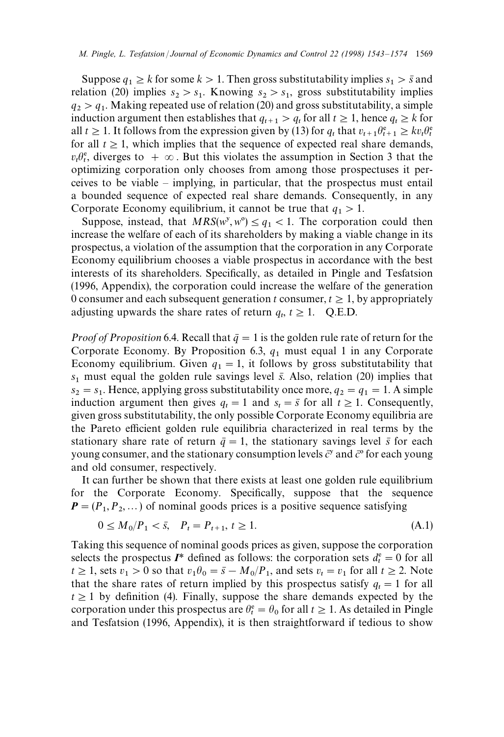Suppose $q_1 \geq k$ for some $k > 1$. Then gross substitutability implies $s_1 > \bar{s}$ and relation (20) implies $s_2 > s_1$. Knowing $s_2 > s_1$, gross substitutability implies $q_2 > q_1$. Making repeated use of relation (20) and gross substitutability, a simple induction argument then establishes that $q_{t+1} > q_t$ for all $t \geq 1$, hence $q_t \geq k$ for all $t \geq 1$. It follows from the expression given by (13) for $q_t$ that $v_{t+1}\theta^{e}_{t+1} \geq k v_t \theta^{e}_t$ for all $t \geq 1$, which implies that the sequence of expected real share demands, $v_t\theta^{e}_t$, diverges to $+\infty$. But this violates the assumption in Section 3 that the optimizing corporation only chooses from among those prospectuses it perceives to be viable – implying, in particular, that the prospectus must entail a bounded sequence of expected real share demands. Consequently, in any Corporate Economy equilibrium, it cannot be true that $q_1 > 1$.

Suppose, instead, that $MRS(w^{y}, w^{o}) \leq q_1 < 1$. The corporation could then increase the welfare of each of its shareholders by making a viable change in its prospectus, a violation of the assumption that the corporation in any Corporate Economy equilibrium chooses a viable prospectus in accordance with the best interests of its shareholders. Specifically, as detailed in Pingle and Tesfatsion (1996, Appendix), the corporation could increase the welfare of the generation 0 consumer and each subsequent generation $t$ consumer, $t \geq 1$, by appropriately adjusting upwards the share rates of return $q_t$, $t \geq 1$. Q.E.D.

*Proof of Proposition* 6.4. Recall that $\bar{q} = 1$ is the golden rule rate of return for the Corporate Economy. By Proposition 6.3, $q_1$ must equal 1 in any Corporate Economy equilibrium. Given $q_1 = 1$, it follows by gross substitutability that $s_1$ must equal the golden rule savings level $\bar{s}$. Also, relation (20) implies that $s_2 = s_1$. Hence, applying gross substitutability once more, $q_2 = q_1 = 1$. A simple induction argument then gives $q_t = 1$ and $s_t = \bar{s}$ for all $t \geq 1$. Consequently, given gross substitutability, the only possible Corporate Economy equilibria are the Pareto efficient golden rule equilibria characterized in real terms by the stationary share rate of return $\bar{q} = 1$, the stationary savings level $\bar{s}$ for each young consumer, and the stationary consumption levels $\bar{c}^{y}$ and $\bar{c}^{o}$ for each young and old consumer, respectively.

It can further be shown that there exists at least one golden rule equilibrium for the Corporate Economy. Specifically, suppose that the sequence $\boldsymbol{P} = (P_1, P_2, \dots)$ of nominal goods prices is a positive sequence satisfying

$$0 \leq M_0/P_1 < \bar{s}, \quad P_t = P_{t+1},\ t \geq 1. \tag{A.1}$$

Taking this sequence of nominal goods prices as given, suppose the corporation selects the prospectus $\boldsymbol{I}^{*}$ defined as follows: the corporation sets $d^{e}_t = 0$ for all $t \geq 1$, sets $v_1 > 0$ so that $v_1\theta_0 = \bar{s} - M_0/P_1$, and sets $v_t = v_1$ for all $t \geq 2$. Note that the share rates of return implied by this prospectus satisfy $q_t = 1$ for all $t \geq 1$ by definition (4). Finally, suppose the share demands expected by the corporation under this prospectus are $\theta^{e}_t = \theta_0$ for all $t \geq 1$. As detailed in Pingle and Tesfatsion (1996, Appendix), it is then straightforward if tedious to show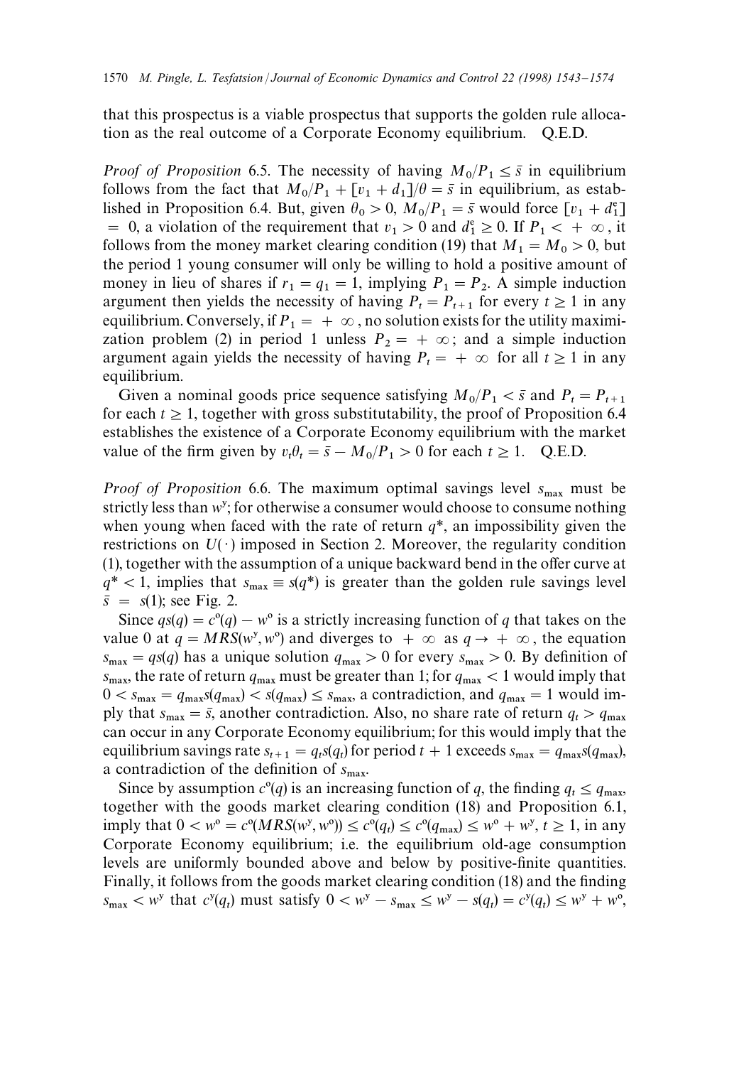that this prospectus is a viable prospectus that supports the golden rule allocation as the real outcome of a Corporate Economy equilibrium. Q.E.D.

*Proof of Proposition* 6.5. The necessity of having $M_0/P_1 \le \bar{s}$ in equilibrium follows from the fact that $M_0/P_1 + [v_1 + d_1]/\theta = \bar{s}$ in equilibrium, as established in Proposition 6.4. But, given $\theta_0 > 0$, $M_0/P_1 = \bar{s}$ would force $[v_1 + d_1^e] = 0$, a violation of the requirement that $v_1 > 0$ and $d_1^e \ge 0$. If $P_1 < +\infty$, it follows from the money market clearing condition (19) that $M_1 = M_0 > 0$, but the period 1 young consumer will only be willing to hold a positive amount of money in lieu of shares if $r_1 = q_1 = 1$, implying $P_1 = P_2$. A simple induction argument then yields the necessity of having $P_t = P_{t+1}$ for every $t \ge 1$ in any equilibrium. Conversely, if $P_1 = +\infty$, no solution exists for the utility maximization problem (2) in period 1 unless $P_2 = +\infty$; and a simple induction argument again yields the necessity of having $P_t = +\infty$ for all $t \ge 1$ in any equilibrium.

Given a nominal goods price sequence satisfying $M_0/P_1 < \bar{s}$ and $P_t = P_{t+1}$ for each $t \ge 1$, together with gross substitutability, the proof of Proposition 6.4 establishes the existence of a Corporate Economy equilibrium with the market value of the firm given by $v_t\theta_t = \bar{s} - M_0/P_1 > 0$ for each $t \ge 1$. Q.E.D.

*Proof of Proposition* 6.6. The maximum optimal savings level $s_{\max}$ must be strictly less than $w^y$; for otherwise a consumer would choose to consume nothing when young when faced with the rate of return $q^*$, an impossibility given the restrictions on $U(\cdot)$ imposed in Section 2. Moreover, the regularity condition (1), together with the assumption of a unique backward bend in the offer curve at $q^* < 1$, implies that $s_{\max} \equiv s(q^*)$ is greater than the golden rule savings level $\bar{s} = s(1)$; see Fig. 2.

Since $qs(q) = c^o(q) - w^o$ is a strictly increasing function of $q$ that takes on the value 0 at $q = MRS(w^y, w^o)$ and diverges to $+\infty$ as $q \to +\infty$, the equation $s_{\max} = qs(q)$ has a unique solution $q_{\max} > 0$ for every $s_{\max} > 0$. By definition of $s_{\max}$, the rate of return $q_{\max}$ must be greater than 1; for $q_{\max} < 1$ would imply that $0 < s_{\max} = q_{\max}s(q_{\max}) < s(q_{\max}) \le s_{\max}$, a contradiction, and $q_{\max} = 1$ would imply that $s_{\max} = \bar{s}$, another contradiction. Also, no share rate of return $q_t > q_{\max}$ can occur in any Corporate Economy equilibrium; for this would imply that the equilibrium savings rate $s_{t+1} = q_t s(q_t)$ for period $t+1$ exceeds $s_{\max} = q_{\max}s(q_{\max})$, a contradiction of the definition of $s_{\max}$.

Since by assumption $c^o(q)$ is an increasing function of $q$, the finding $q_t \le q_{\max}$, together with the goods market clearing condition (18) and Proposition 6.1, imply that $0 < w^o = c^o(MRS(w^y, w^o)) \le c^o(q_t) \le c^o(q_{\max}) \le w^o + w^y$, $t \ge 1$, in any Corporate Economy equilibrium; i.e. the equilibrium old-age consumption levels are uniformly bounded above and below by positive-finite quantities. Finally, it follows from the goods market clearing condition (18) and the finding $s_{\max} < w^y$ that $c^y(q_t)$ must satisfy $0 < w^y - s_{\max} \le w^y - s(q_t) = c^y(q_t) \le w^y + w^o$,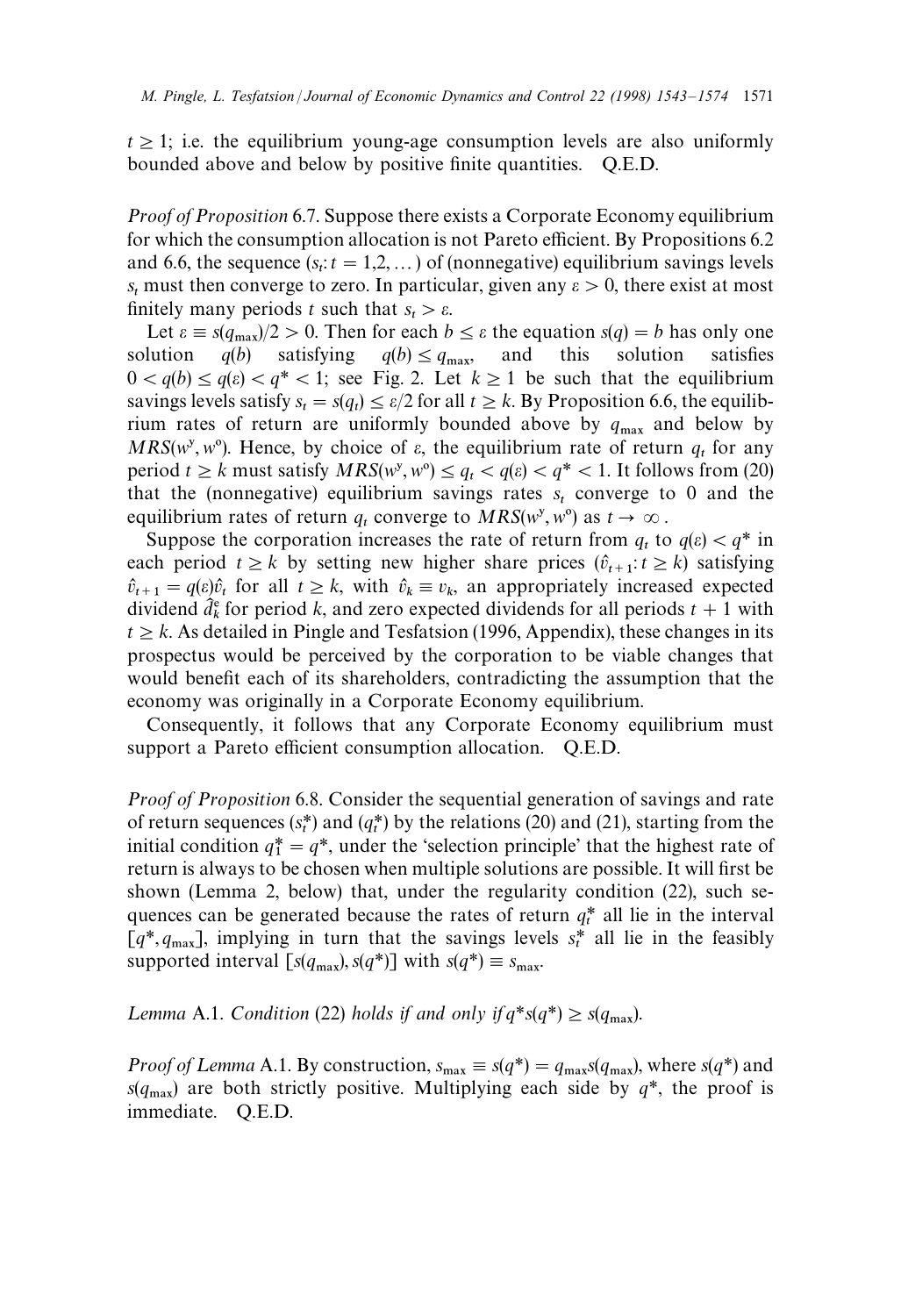$t \geq 1$; i.e. the equilibrium young-age consumption levels are also uniformly bounded above and below by positive finite quantities. Q.E.D.

*Proof of Proposition* 6.7. Suppose there exists a Corporate Economy equilibrium for which the consumption allocation is not Pareto efficient. By Propositions 6.2 and 6.6, the sequence $(s_t: t = 1, 2, \ldots)$ of (nonnegative) equilibrium savings levels $s_t$ must then converge to zero. In particular, given any $\varepsilon > 0$, there exist at most finitely many periods $t$ such that $s_t > \varepsilon$.

Let $\varepsilon \equiv s(q_{\max})/2 > 0$. Then for each $b \leq \varepsilon$ the equation $s(q) = b$ has only one solution $q(b)$ satisfying $q(b) \leq q_{\max}$, and this solution satisfies $0 < q(b) \leq q(\varepsilon) < q^* < 1$; see Fig. 2. Let $k \geq 1$ be such that the equilibrium savings levels satisfy $s_t = s(q_t) \leq \varepsilon/2$ for all $t \geq k$. By Proposition 6.6, the equilibrium rates of return are uniformly bounded above by $q_{\max}$ and below by $MRS(w^y, w^o)$. Hence, by choice of $\varepsilon$, the equilibrium rate of return $q_t$ for any period $t \geq k$ must satisfy $MRS(w^y, w^o) \leq q_t < q(\varepsilon) < q^* < 1$. It follows from (20) that the (nonnegative) equilibrium savings rates $s_t$ converge to 0 and the equilibrium rates of return $q_t$ converge to $MRS(w^y, w^o)$ as $t \to \infty$.

Suppose the corporation increases the rate of return from $q_t$ to $q(\varepsilon) < q^*$ in each period $t \geq k$ by setting new higher share prices $(\hat{v}_{t+1}: t \geq k)$ satisfying $\hat{v}_{t+1} = q(\varepsilon)\hat{v}_t$ for all $t \geq k$, with $\hat{v}_k \equiv v_k$, an appropriately increased expected dividend $\hat{d}_k^e$ for period $k$, and zero expected dividends for all periods $t + 1$ with $t \geq k$. As detailed in Pingle and Tesfatsion (1996, Appendix), these changes in its prospectus would be perceived by the corporation to be viable changes that would benefit each of its shareholders, contradicting the assumption that the economy was originally in a Corporate Economy equilibrium.

Consequently, it follows that any Corporate Economy equilibrium must support a Pareto efficient consumption allocation. Q.E.D.

*Proof of Proposition* 6.8. Consider the sequential generation of savings and rate of return sequences $(s_t^*)$ and $(q_t^*)$ by the relations (20) and (21), starting from the initial condition $q_1^* = q^*$, under the 'selection principle' that the highest rate of return is always to be chosen when multiple solutions are possible. It will first be shown (Lemma 2, below) that, under the regularity condition (22), such sequences can be generated because the rates of return $q_t^*$ all lie in the interval $[q^*, q_{\max}]$, implying in turn that the savings levels $s_t^*$ all lie in the feasibly supported interval $[s(q_{\max}), s(q^*)]$ with $s(q^*) \equiv s_{\max}$.

*Lemma* A.1. *Condition* (22) *holds if and only if* $q^* s(q^*) \geq s(q_{\max})$.

*Proof of Lemma* A.1. By construction, $s_{\max} \equiv s(q^*) = q_{\max} s(q_{\max})$, where $s(q^*)$ and $s(q_{\max})$ are both strictly positive. Multiplying each side by $q^*$, the proof is immediate. Q.E.D.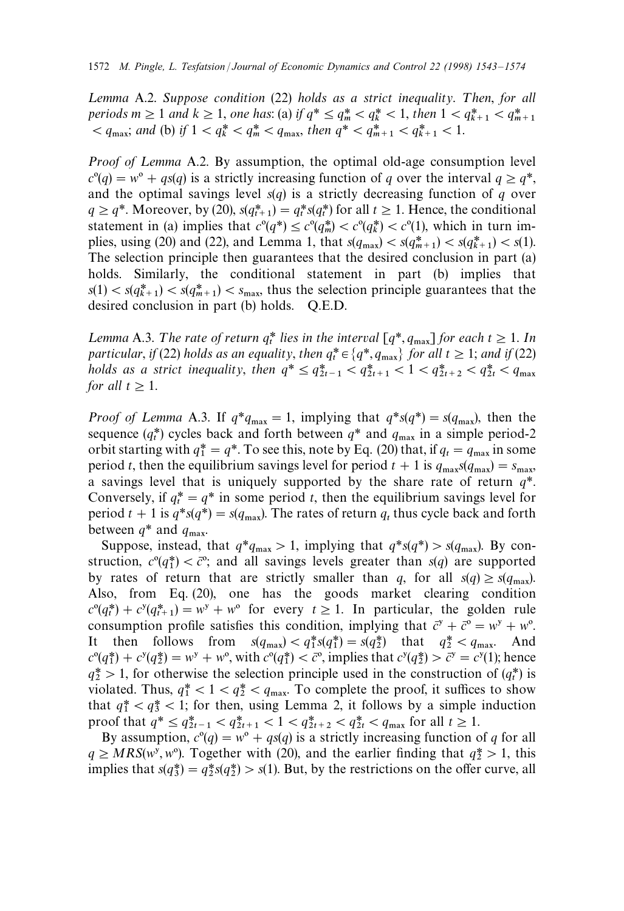*Lemma* A.2. *Suppose condition* (22) *holds as a strict inequality. Then, for all periods* $m \geq 1$ *and* $k \geq 1$, *one has*: (a) *if* $q^* \leq q^*_m < q^*_k < 1$, *then* $1 < q^*_{k+1} < q^*_{m+1} < q_{max}$; *and* (b) *if* $1 < q^*_k < q^*_m < q_{max}$, *then* $q^* < q^*_{m+1} < q^*_{k+1} < 1$.

*Proof of Lemma* A.2. By assumption, the optimal old-age consumption level $c^o(q) = w^o + qs(q)$ is a strictly increasing function of $q$ over the interval $q \geq q^*$, and the optimal savings level $s(q)$ is a strictly decreasing function of $q$ over $q \geq q^*$. Moreover, by (20), $s(q^*_{t+1}) = q^*_t s(q^*_t)$ for all $t \geq 1$. Hence, the conditional statement in (a) implies that $c^o(q^*) \leq c^o(q^*_m) < c^o(q^*_k) < c^o(1)$, which in turn implies, using (20) and (22), and Lemma 1, that $s(q_{max}) < s(q^*_{m+1}) < s(q^*_{k+1}) < s(1)$. The selection principle then guarantees that the desired conclusion in part (a) holds. Similarly, the conditional statement in part (b) implies that $s(1) < s(q^*_{k+1}) < s(q^*_{m+1}) < s_{max}$, thus the selection principle guarantees that the desired conclusion in part (b) holds. Q.E.D.

*Lemma* A.3. *The rate of return* $q^*_t$ *lies in the interval* $[q^*, q_{max}]$ *for each* $t \geq 1$. *In particular, if* (22) *holds as an equality, then* $q^*_t \in \{q^*, q_{max}\}$ *for all* $t \geq 1$; *and if* (22) *holds as a strict inequality, then* $q^* \leq q^*_{2t-1} < q^*_{2t+1} < 1 < q^*_{2t+2} < q^*_{2t} < q_{max}$ *for all* $t \geq 1$.

*Proof of Lemma* A.3. If $q^* q_{max} = 1$, implying that $q^* s(q^*) = s(q_{max})$, then the sequence $(q^*_t)$ cycles back and forth between $q^*$ and $q_{max}$ in a simple period-2 orbit starting with $q^*_1 = q^*$. To see this, note by Eq. (20) that, if $q_t = q_{max}$ in some period $t$, then the equilibrium savings level for period $t+1$ is $q_{max} s(q_{max}) = s_{max}$, a savings level that is uniquely supported by the share rate of return $q^*$. Conversely, if $q^*_t = q^*$ in some period $t$, then the equilibrium savings level for period $t+1$ is $q^* s(q^*) = s(q_{max})$. The rates of return $q_t$ thus cycle back and forth between $q^*$ and $q_{max}$.

Suppose, instead, that $q^* q_{max} > 1$, implying that $q^* s(q^*) > s(q_{max})$. By construction, $c^o(q^*_1) < \bar{c}^o$; and all savings levels greater than $s(q)$ are supported by rates of return that are strictly smaller than $q$, for all $s(q) \geq s(q_{max})$. Also, from Eq. (20), one has the goods market clearing condition $c^o(q^*_t) + c^y(q^*_{t+1}) = w^y + w^o$ for every $t \geq 1$. In particular, the golden rule consumption profile satisfies this condition, implying that $\bar{c}^y + \bar{c}^o = w^y + w^o$. It then follows from $s(q_{max}) < q^*_1 s(q^*_1) = s(q^*_2)$ that $q^*_2 < q_{max}$. And $c^o(q^*_1) + c^y(q^*_2) = w^y + w^o$, with $c^o(q^*_1) < \bar{c}^o$, implies that $c^y(q^*_2) > \bar{c}^y = c^y(1)$; hence $q^*_2 > 1$, for otherwise the selection principle used in the construction of $(q^*_t)$ is violated. Thus, $q^*_1 < 1 < q^*_2 < q_{max}$. To complete the proof, it suffices to show that $q^*_1 < q^*_3 < 1$; for then, using Lemma 2, it follows by a simple induction proof that $q^* \leq q^*_{2t-1} < q^*_{2t+1} < 1 < q^*_{2t+2} < q^*_{2t} < q_{max}$ for all $t \geq 1$.

By assumption, $c^o(q) = w^o + qs(q)$ is a strictly increasing function of $q$ for all $q \geq MRS(w^y, w^o)$. Together with (20), and the earlier finding that $q^*_2 > 1$, this implies that $s(q^*_3) = q^*_2 s(q^*_2) > s(1)$. But, by the restrictions on the offer curve, all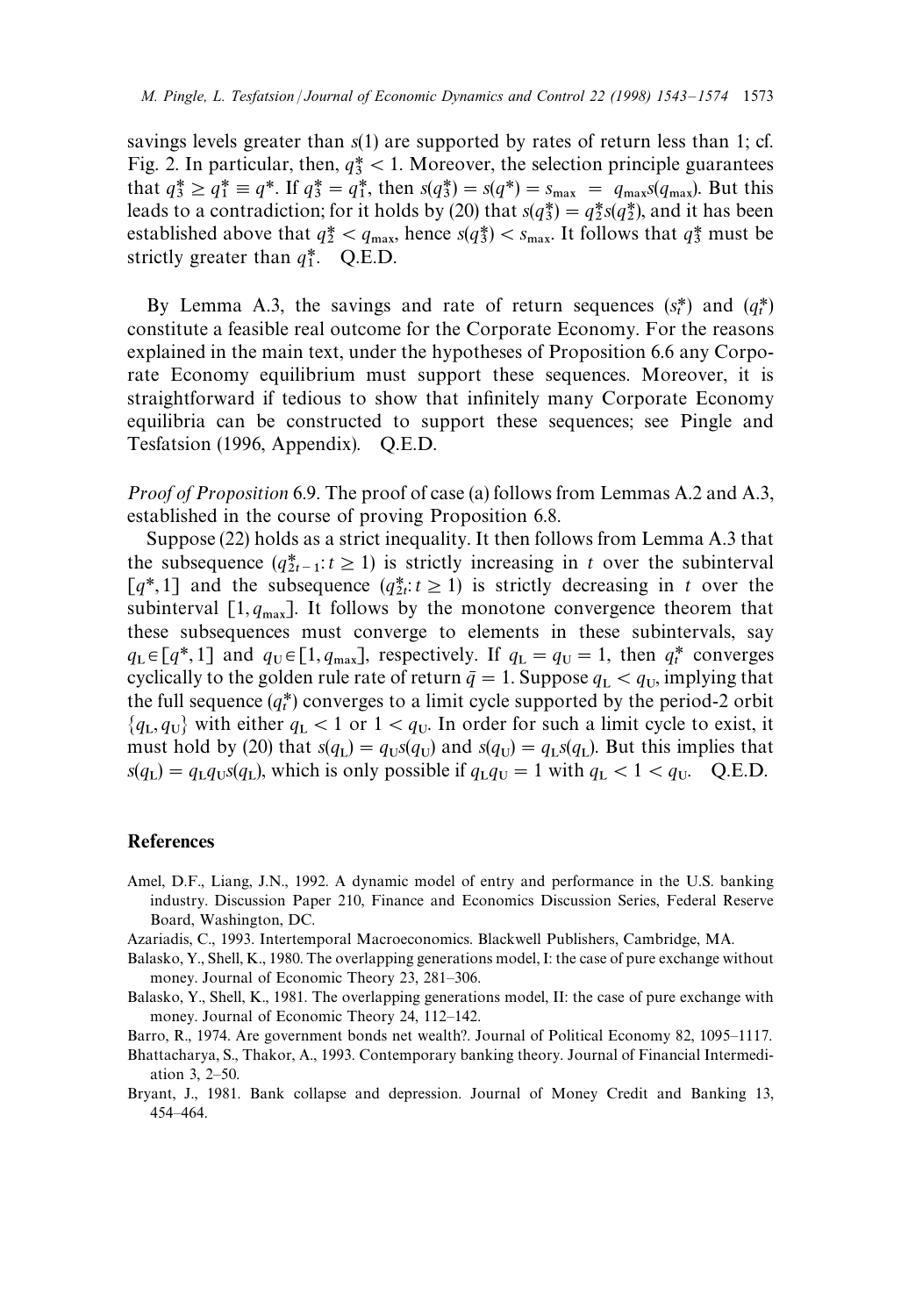savings levels greater than $s(1)$ are supported by rates of return less than 1; cf. Fig. 2. In particular, then, $q_3^* < 1$. Moreover, the selection principle guarantees that $q_3^* \geq q_1^* \equiv q^*$. If $q_3^* = q_1^*$, then $s(q_3^*) = s(q^*) = s_{\max} = q_{\max} s(q_{\max})$. But this leads to a contradiction; for it holds by (20) that $s(q_3^*) = q_2^* s(q_2^*)$, and it has been established above that $q_2^* < q_{\max}$, hence $s(q_3^*) < s_{\max}$. It follows that $q_3^*$ must be strictly greater than $q_1^*$. Q.E.D.

By Lemma A.3, the savings and rate of return sequences $(s_t^*)$ and $(q_t^*)$ constitute a feasible real outcome for the Corporate Economy. For the reasons explained in the main text, under the hypotheses of Proposition 6.6 any Corporate Economy equilibrium must support these sequences. Moreover, it is straightforward if tedious to show that infinitely many Corporate Economy equilibria can be constructed to support these sequences; see Pingle and Tesfatsion (1996, Appendix). Q.E.D.

*Proof of Proposition* 6.9. The proof of case (a) follows from Lemmas A.2 and A.3, established in the course of proving Proposition 6.8.

Suppose (22) holds as a strict inequality. It then follows from Lemma A.3 that the subsequence $(q_{2t-1}^*: t \geq 1)$ is strictly increasing in $t$ over the subinterval $[q^*, 1]$ and the subsequence $(q_{2t}^*: t \geq 1)$ is strictly decreasing in $t$ over the subinterval $[1, q_{\max}]$. It follows by the monotone convergence theorem that these subsequences must converge to elements in these subintervals, say $q_L \in [q^*, 1]$ and $q_U \in [1, q_{\max}]$, respectively. If $q_L = q_U = 1$, then $q_t^*$ converges cyclically to the golden rule rate of return $\bar{q} = 1$. Suppose $q_L < q_U$, implying that the full sequence $(q_t^*)$ converges to a limit cycle supported by the period-2 orbit $\{q_L, q_U\}$ with either $q_L < 1$ or $1 < q_U$. In order for such a limit cycle to exist, it must hold by (20) that $s(q_L) = q_U s(q_U)$ and $s(q_U) = q_L s(q_L)$. But this implies that $s(q_L) = q_L q_U s(q_L)$, which is only possible if $q_L q_U = 1$ with $q_L < 1 < q_U$. Q.E.D.

## References

Amel, D.F., Liang, J.N., 1992. A dynamic model of entry and performance in the U.S. banking industry. Discussion Paper 210, Finance and Economics Discussion Series, Federal Reserve Board, Washington, DC.

Azariadis, C., 1993. Intertemporal Macroeconomics. Blackwell Publishers, Cambridge, MA.

Balasko, Y., Shell, K., 1980. The overlapping generations model, I: the case of pure exchange without money. Journal of Economic Theory 23, 281–306.

Balasko, Y., Shell, K., 1981. The overlapping generations model, II: the case of pure exchange with money. Journal of Economic Theory 24, 112–142.

Barro, R., 1974. Are government bonds net wealth?. Journal of Political Economy 82, 1095–1117.

Bhattacharya, S., Thakor, A., 1993. Contemporary banking theory. Journal of Financial Intermediation 3, 2–50.

Bryant, J., 1981. Bank collapse and depression. Journal of Money Credit and Banking 13, 454–464.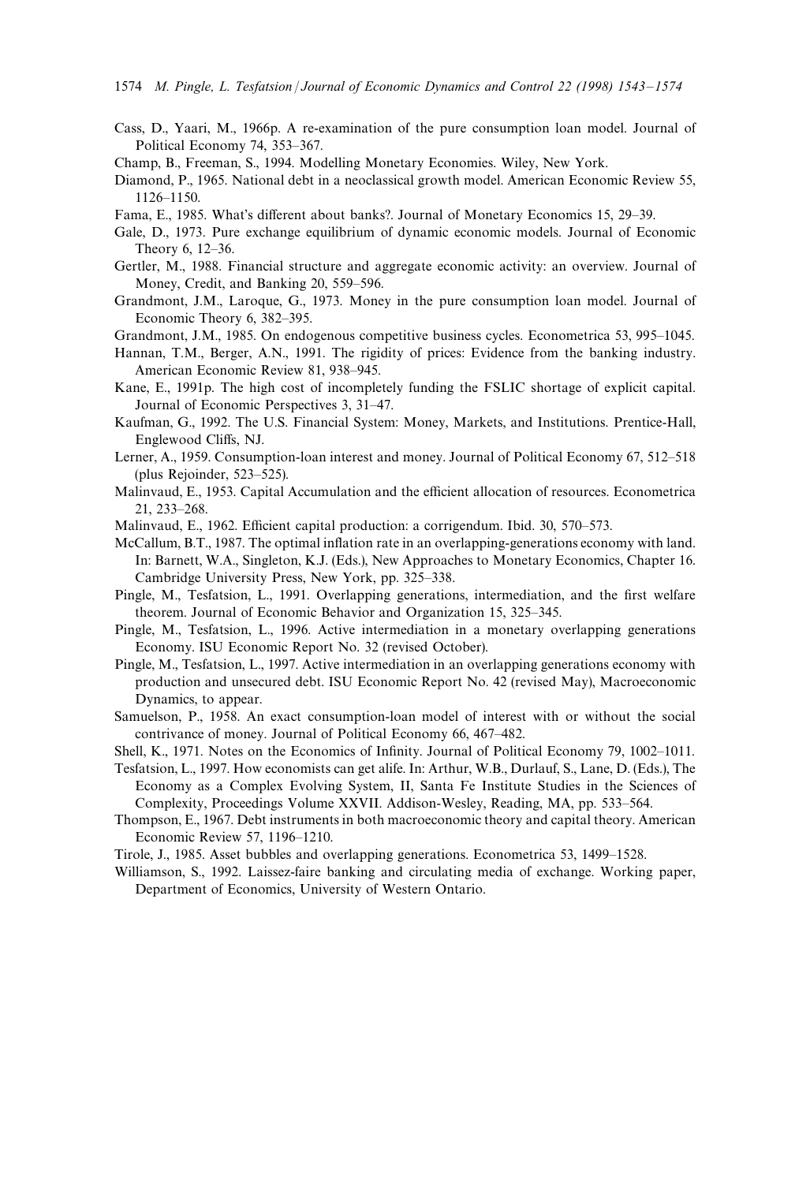Cass, D., Yaari, M., 1966p. A re-examination of the pure consumption loan model. Journal of Political Economy 74, 353–367.

Champ, B., Freeman, S., 1994. Modelling Monetary Economies. Wiley, New York.

Diamond, P., 1965. National debt in a neoclassical growth model. American Economic Review 55, 1126–1150.

Fama, E., 1985. What's different about banks?. Journal of Monetary Economics 15, 29–39.

Gale, D., 1973. Pure exchange equilibrium of dynamic economic models. Journal of Economic Theory 6, 12–36.

Gertler, M., 1988. Financial structure and aggregate economic activity: an overview. Journal of Money, Credit, and Banking 20, 559–596.

Grandmont, J.M., Laroque, G., 1973. Money in the pure consumption loan model. Journal of Economic Theory 6, 382–395.

Grandmont, J.M., 1985. On endogenous competitive business cycles. Econometrica 53, 995–1045.

Hannan, T.M., Berger, A.N., 1991. The rigidity of prices: Evidence from the banking industry. American Economic Review 81, 938–945.

Kane, E., 1991p. The high cost of incompletely funding the FSLIC shortage of explicit capital. Journal of Economic Perspectives 3, 31–47.

Kaufman, G., 1992. The U.S. Financial System: Money, Markets, and Institutions. Prentice-Hall, Englewood Cliffs, NJ.

Lerner, A., 1959. Consumption-loan interest and money. Journal of Political Economy 67, 512–518 (plus Rejoinder, 523–525).

Malinvaud, E., 1953. Capital Accumulation and the efficient allocation of resources. Econometrica 21, 233–268.

Malinvaud, E., 1962. Efficient capital production: a corrigendum. Ibid. 30, 570–573.

McCallum, B.T., 1987. The optimal inflation rate in an overlapping-generations economy with land. In: Barnett, W.A., Singleton, K.J. (Eds.), New Approaches to Monetary Economics, Chapter 16. Cambridge University Press, New York, pp. 325–338.

Pingle, M., Tesfatsion, L., 1991. Overlapping generations, intermediation, and the first welfare theorem. Journal of Economic Behavior and Organization 15, 325–345.

Pingle, M., Tesfatsion, L., 1996. Active intermediation in a monetary overlapping generations Economy. ISU Economic Report No. 32 (revised October).

Pingle, M., Tesfatsion, L., 1997. Active intermediation in an overlapping generations economy with production and unsecured debt. ISU Economic Report No. 42 (revised May), Macroeconomic Dynamics, to appear.

Samuelson, P., 1958. An exact consumption-loan model of interest with or without the social contrivance of money. Journal of Political Economy 66, 467–482.

Shell, K., 1971. Notes on the Economics of Infinity. Journal of Political Economy 79, 1002–1011.

Tesfatsion, L., 1997. How economists can get alife. In: Arthur, W.B., Durlauf, S., Lane, D. (Eds.), The Economy as a Complex Evolving System, II, Santa Fe Institute Studies in the Sciences of Complexity, Proceedings Volume XXVII. Addison-Wesley, Reading, MA, pp. 533–564.

Thompson, E., 1967. Debt instruments in both macroeconomic theory and capital theory. American Economic Review 57, 1196–1210.

Tirole, J., 1985. Asset bubbles and overlapping generations. Econometrica 53, 1499–1528.

Williamson, S., 1992. Laissez-faire banking and circulating media of exchange. Working paper, Department of Economics, University of Western Ontario.